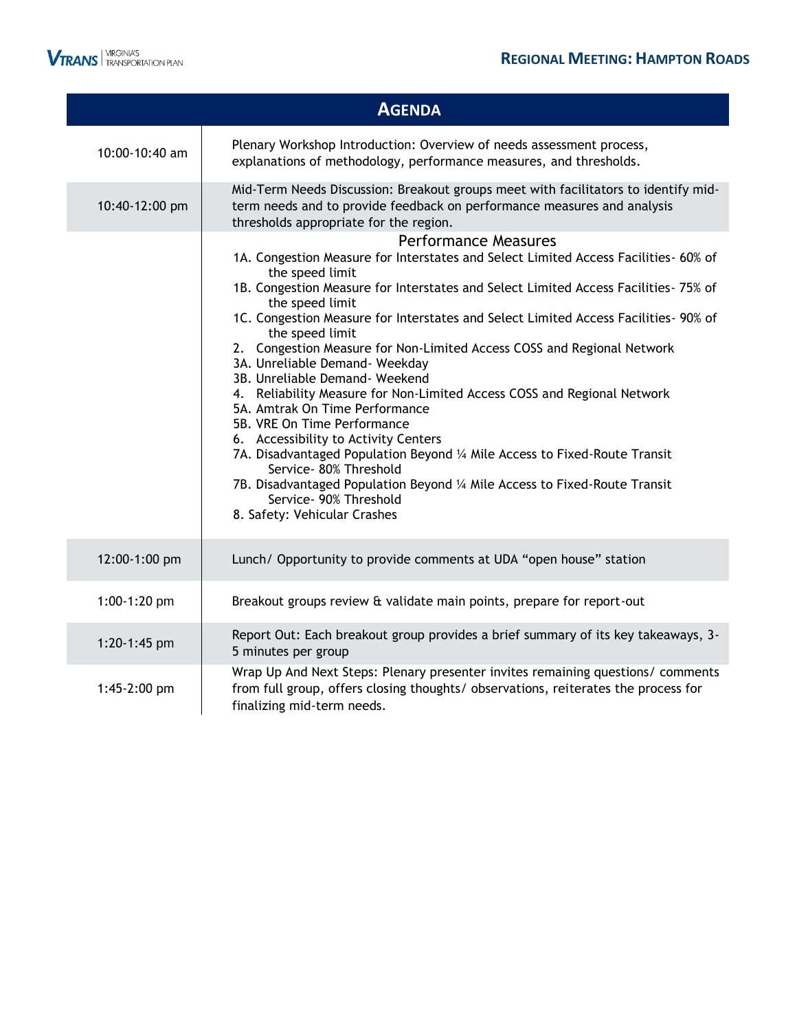# Regional Meeting: Hampton Roads

## Agenda

| Time | Item |
|---|---|
| 10:00-10:40 am | Plenary Workshop Introduction: Overview of needs assessment process, explanations of methodology, performance measures, and thresholds. |
| 10:40-12:00 pm | Mid-Term Needs Discussion: Breakout groups meet with facilitators to identify mid-term needs and to provide feedback on performance measures and analysis thresholds appropriate for the region. |
| | **Performance Measures**<br>1A. Congestion Measure for Interstates and Select Limited Access Facilities- 60% of the speed limit<br>1B. Congestion Measure for Interstates and Select Limited Access Facilities- 75% of the speed limit<br>1C. Congestion Measure for Interstates and Select Limited Access Facilities- 90% of the speed limit<br>2. Congestion Measure for Non-Limited Access COSS and Regional Network<br>3A. Unreliable Demand- Weekday<br>3B. Unreliable Demand- Weekend<br>4. Reliability Measure for Non-Limited Access COSS and Regional Network<br>5A. Amtrak On Time Performance<br>5B. VRE On Time Performance<br>6. Accessibility to Activity Centers<br>7A. Disadvantaged Population Beyond ¼ Mile Access to Fixed-Route Transit Service- 80% Threshold<br>7B. Disadvantaged Population Beyond ¼ Mile Access to Fixed-Route Transit Service- 90% Threshold<br>8. Safety: Vehicular Crashes |
| 12:00-1:00 pm | Lunch/ Opportunity to provide comments at UDA "open house" station |
| 1:00-1:20 pm | Breakout groups review & validate main points, prepare for report-out |
| 1:20-1:45 pm | Report Out: Each breakout group provides a brief summary of its key takeaways, 3-5 minutes per group |
| 1:45-2:00 pm | Wrap Up And Next Steps: Plenary presenter invites remaining questions/ comments from full group, offers closing thoughts/ observations, reiterates the process for finalizing mid-term needs. |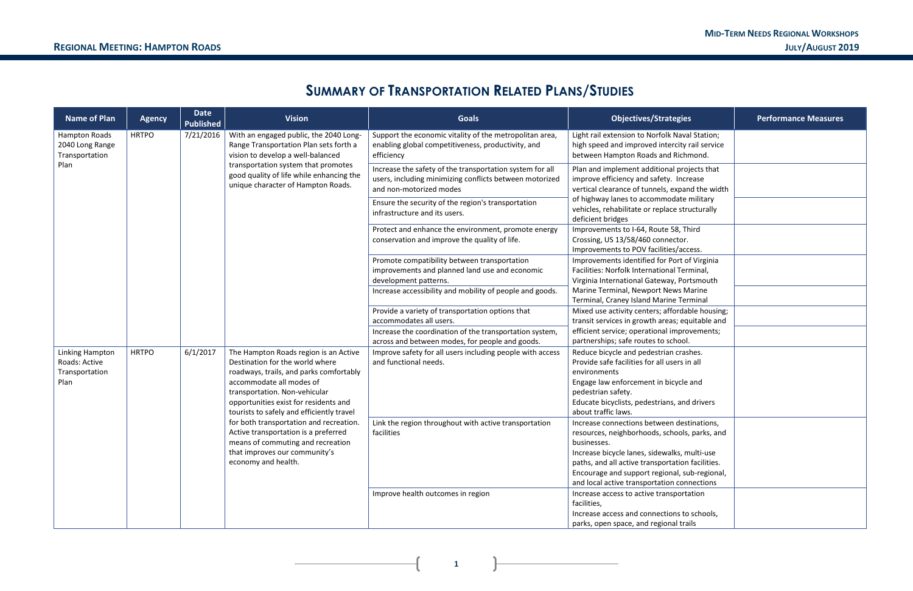# Summary of Transportation Related Plans/Studies

| Name of Plan | Agency | Date Published | Vision | Goals | Objectives/Strategies | Performance Measures |
|---|---|---|---|---|---|---|
| Hampton Roads 2040 Long Range Transportation Plan | HRTPO | 7/21/2016 | With an engaged public, the 2040 Long-Range Transportation Plan sets forth a vision to develop a well-balanced transportation system that promotes good quality of life while enhancing the unique character of Hampton Roads. | Support the economic vitality of the metropolitan area, enabling global competitiveness, productivity, and efficiency | Light rail extension to Norfolk Naval Station; high speed and improved intercity rail service between Hampton Roads and Richmond. | |
| | | | | Increase the safety of the transportation system for all users, including minimizing conflicts between motorized and non-motorized modes | Plan and implement additional projects that improve efficiency and safety. Increase vertical clearance of tunnels, expand the width of highway lanes to accommodate military vehicles, rehabilitate or replace structurally deficient bridges | |
| | | | | Ensure the security of the region's transportation infrastructure and its users. | | |
| | | | | Protect and enhance the environment, promote energy conservation and improve the quality of life. | Improvements to I-64, Route 58, Third Crossing, US 13/58/460 connector. Improvements to POV facilities/access. | |
| | | | | Promote compatibility between transportation improvements and planned land use and economic development patterns. | Improvements identified for Port of Virginia Facilities: Norfolk International Terminal, Virginia International Gateway, Portsmouth Marine Terminal, Newport News Marine Terminal, Craney Island Marine Terminal | |
| | | | | Increase accessibility and mobility of people and goods. | | |
| | | | | Provide a variety of transportation options that accommodates all users. | Mixed use activity centers; affordable housing; transit services in growth areas; equitable and efficient service; operational improvements; partnerships; safe routes to school. | |
| | | | | Increase the coordination of the transportation system, across and between modes, for people and goods. | | |
| Linking Hampton Roads: Active Transportation Plan | HRTPO | 6/1/2017 | The Hampton Roads region is an Active Destination for the world where roadways, trails, and parks comfortably accommodate all modes of transportation. Non-vehicular opportunities exist for residents and tourists to safely and efficiently travel for both transportation and recreation. Active transportation is a preferred means of commuting and recreation that improves our community's economy and health. | Improve safety for all users including people with access and functional needs. | Reduce bicycle and pedestrian crashes.<br>Provide safe facilities for all users in all environments<br>Engage law enforcement in bicycle and pedestrian safety.<br>Educate bicyclists, pedestrians, and drivers about traffic laws. | |
| | | | | Link the region throughout with active transportation facilities | Increase connections between destinations, resources, neighborhoods, schools, parks, and businesses.<br>Increase bicycle lanes, sidewalks, multi-use paths, and all active transportation facilities.<br>Encourage and support regional, sub-regional, and local active transportation connections | |
| | | | | Improve health outcomes in region | Increase access to active transportation facilities,<br>Increase access and connections to schools, parks, open space, and regional trails | |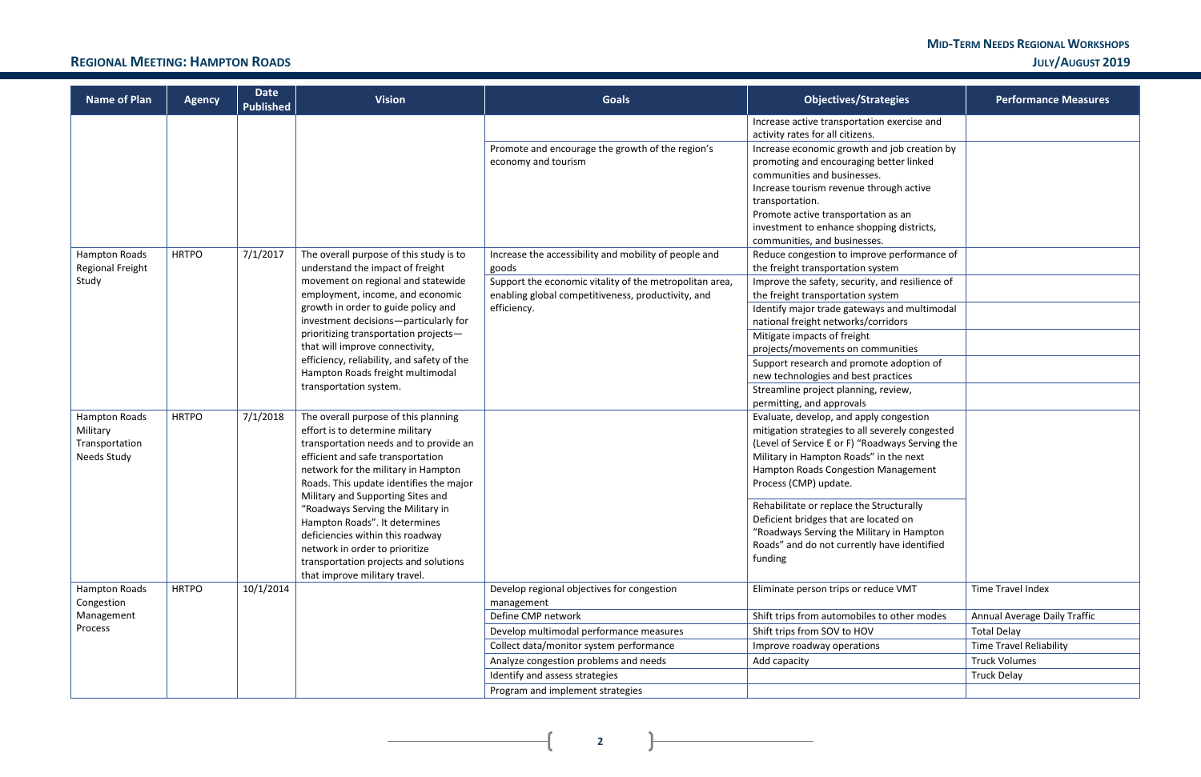| Name of Plan | Agency | Date Published | Vision | Goals | Objectives/Strategies | Performance Measures |
|---|---|---|---|---|---|---|
| | | | | | Increase active transportation exercise and activity rates for all citizens. | |
| | | | | Promote and encourage the growth of the region's economy and tourism | Increase economic growth and job creation by promoting and encouraging better linked communities and businesses. Increase tourism revenue through active transportation. Promote active transportation as an investment to enhance shopping districts, communities, and businesses. | |
| Hampton Roads Regional Freight Study | HRTPO | 7/1/2017 | The overall purpose of this study is to understand the impact of freight movement on regional and statewide employment, income, and economic growth in order to guide policy and investment decisions—particularly for prioritizing transportation projects—that will improve connectivity, efficiency, reliability, and safety of the Hampton Roads freight multimodal transportation system. | Increase the accessibility and mobility of people and goods | Reduce congestion to improve performance of the freight transportation system | |
| | | | | Support the economic vitality of the metropolitan area, enabling global competitiveness, productivity, and efficiency. | Improve the safety, security, and resilience of the freight transportation system | |
| | | | | | Identify major trade gateways and multimodal national freight networks/corridors | |
| | | | | | Mitigate impacts of freight projects/movements on communities | |
| | | | | | Support research and promote adoption of new technologies and best practices | |
| | | | | | Streamline project planning, review, permitting, and approvals | |
| Hampton Roads Military Transportation Needs Study | HRTPO | 7/1/2018 | The overall purpose of this planning effort is to determine military transportation needs and to provide an efficient and safe transportation network for the military in Hampton Roads. This update identifies the major Military and Supporting Sites and "Roadways Serving the Military in Hampton Roads". It determines deficiencies within this roadway network in order to prioritize transportation projects and solutions that improve military travel. | | Evaluate, develop, and apply congestion mitigation strategies to all severely congested (Level of Service E or F) "Roadways Serving the Military in Hampton Roads" in the next Hampton Roads Congestion Management Process (CMP) update. | |
| | | | | | Rehabilitate or replace the Structurally Deficient bridges that are located on "Roadways Serving the Military in Hampton Roads" and do not currently have identified funding | |
| Hampton Roads Congestion Management Process | HRTPO | 10/1/2014 | | Develop regional objectives for congestion management | Eliminate person trips or reduce VMT | Time Travel Index |
| | | | | Define CMP network | Shift trips from automobiles to other modes | Annual Average Daily Traffic |
| | | | | Develop multimodal performance measures | Shift trips from SOV to HOV | Total Delay |
| | | | | Collect data/monitor system performance | Improve roadway operations | Time Travel Reliability |
| | | | | Analyze congestion problems and needs | Add capacity | Truck Volumes |
| | | | | Identify and assess strategies | | Truck Delay |
| | | | | Program and implement strategies | | |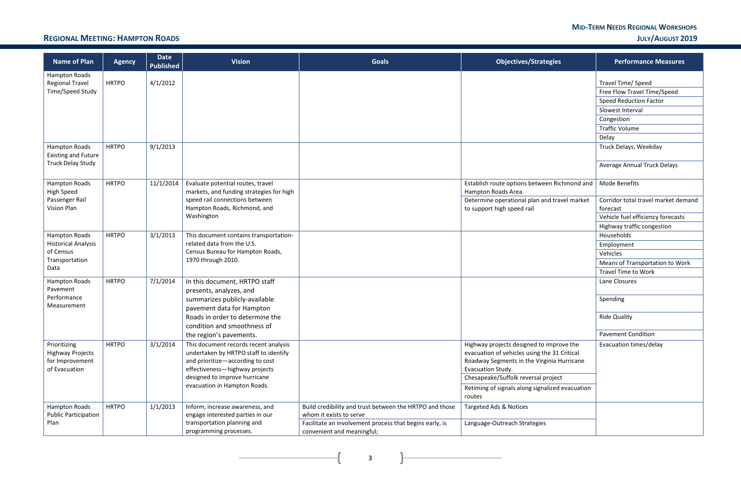| Name of Plan | Agency | Date Published | Vision | Goals | Objectives/Strategies | Performance Measures |
|---|---|---|---|---|---|---|
| Hampton Roads Regional Travel Time/Speed Study | HRTPO | 4/1/2012 | | | | Travel Time/ Speed |
| | | | | | | Free Flow Travel Time/Speed |
| | | | | | | Speed Reduction Factor |
| | | | | | | Slowest Interval |
| | | | | | | Congestion |
| | | | | | | Traffic Volume |
| | | | | | | Delay |
| Hampton Roads Existing and Future Truck Delay Study | HRTPO | 9/1/2013 | | | | Truck Delays, Weekday |
| | | | | | | Average Annual Truck Delays |
| Hampton Roads High Speed Passenger Rail Vision Plan | HRTPO | 11/1/2014 | Evaluate potential routes, travel markets, and funding strategies for high speed rail connections between Hampton Roads, Richmond, and Washington | | Establish route options between Richmond and Hampton Roads Area. | Mode Benefits |
| | | | | | Determine operational plan and travel market to support high speed rail | Corridor total travel market demand forecast |
| | | | | | | Vehicle fuel efficiency forecasts |
| | | | | | | Highway traffic congestion |
| Hampton Roads Historical Analysis of Census Transportation Data | HRTPO | 3/1/2013 | This document contains transportation-related data from the U.S. Census Bureau for Hampton Roads, 1970 through 2010. | | | Households |
| | | | | | | Employment |
| | | | | | | Vehicles |
| | | | | | | Means of Transportation to Work |
| | | | | | | Travel Time to Work |
| Hampton Roads Pavement Performance Measurement | HRTPO | 7/1/2014 | In this document, HRTPO staff presents, analyzes, and summarizes publicly-available pavement data for Hampton Roads in order to determine the condition and smoothness of the region's pavements. | | | Lane Closures |
| | | | | | | Spending |
| | | | | | | Ride Quality |
| | | | | | | Pavement Condition |
| Prioritizing Highway Projects for Improvement of Evacuation | HRTPO | 3/1/2014 | This document records recent analysis undertaken by HRTPO staff to identify and prioritize—according to cost effectiveness—highway projects designed to improve hurricane evacuation in Hampton Roads. | | Highway projects designed to improve the evacuation of vehicles using the 31 Critical Roadway Segments in the Virginia Hurricane Evacuation Study. | Evacuation times/delay |
| | | | | | Chesapeake/Suffolk reversal project | |
| | | | | | Retiming of signals along signalized evacuation routes | |
| Hampton Roads Public Participation Plan | HRTPO | 1/1/2013 | Inform, increase awareness, and engage interested parties in our transportation planning and programming processes. | Build credibility and trust between the HRTPO and those whom it exists to serve | Targeted Ads & Notices | |
| | | | | Facilitate an involvement process that begins early, is convenient and meaningful; | Language-Outreach Strategies | |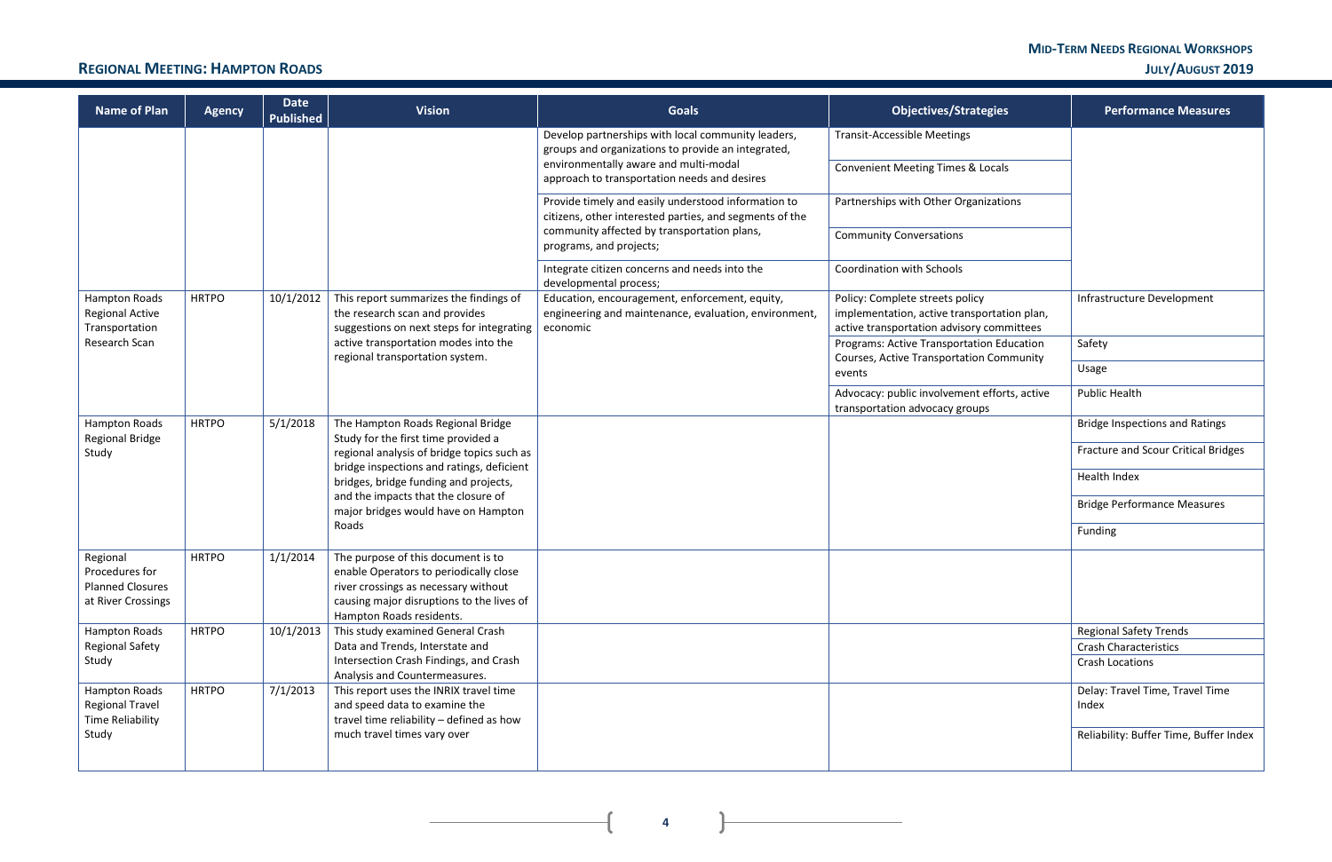| Name of Plan | Agency | Date Published | Vision | Goals | Objectives/Strategies | Performance Measures |
|---|---|---|---|---|---|---|
| | | | | Develop partnerships with local community leaders, groups and organizations to provide an integrated, environmentally aware and multi-modal approach to transportation needs and desires | Transit-Accessible Meetings | |
| | | | | | Convenient Meeting Times & Locals | |
| | | | | Provide timely and easily understood information to citizens, other interested parties, and segments of the community affected by transportation plans, programs, and projects; | Partnerships with Other Organizations | |
| | | | | | Community Conversations | |
| | | | | Integrate citizen concerns and needs into the developmental process; | Coordination with Schools | |
| Hampton Roads Regional Active Transportation Research Scan | HRTPO | 10/1/2012 | This report summarizes the findings of the research scan and provides suggestions on next steps for integrating active transportation modes into the regional transportation system. | Education, encouragement, enforcement, equity, engineering and maintenance, evaluation, environment, economic | Policy: Complete streets policy implementation, active transportation plan, active transportation advisory committees | Infrastructure Development |
| | | | | | Programs: Active Transportation Education Courses, Active Transportation Community events | Safety |
| | | | | | | Usage |
| | | | | | Advocacy: public involvement efforts, active transportation advocacy groups | Public Health |
| Hampton Roads Regional Bridge Study | HRTPO | 5/1/2018 | The Hampton Roads Regional Bridge Study for the first time provided a regional analysis of bridge topics such as bridge inspections and ratings, deficient bridges, bridge funding and projects, and the impacts that the closure of major bridges would have on Hampton Roads | | | Bridge Inspections and Ratings |
| | | | | | | Fracture and Scour Critical Bridges |
| | | | | | | Health Index |
| | | | | | | Bridge Performance Measures |
| | | | | | | Funding |
| Regional Procedures for Planned Closures at River Crossings | HRTPO | 1/1/2014 | The purpose of this document is to enable Operators to periodically close river crossings as necessary without causing major disruptions to the lives of Hampton Roads residents. | | | |
| Hampton Roads Regional Safety Study | HRTPO | 10/1/2013 | This study examined General Crash Data and Trends, Interstate and Intersection Crash Findings, and Crash Analysis and Countermeasures. | | | Regional Safety Trends |
| | | | | | | Crash Characteristics |
| | | | | | | Crash Locations |
| Hampton Roads Regional Travel Time Reliability Study | HRTPO | 7/1/2013 | This report uses the INRIX travel time and speed data to examine the travel time reliability – defined as how much travel times vary over | | | Delay: Travel Time, Travel Time Index |
| | | | | | | Reliability: Buffer Time, Buffer Index |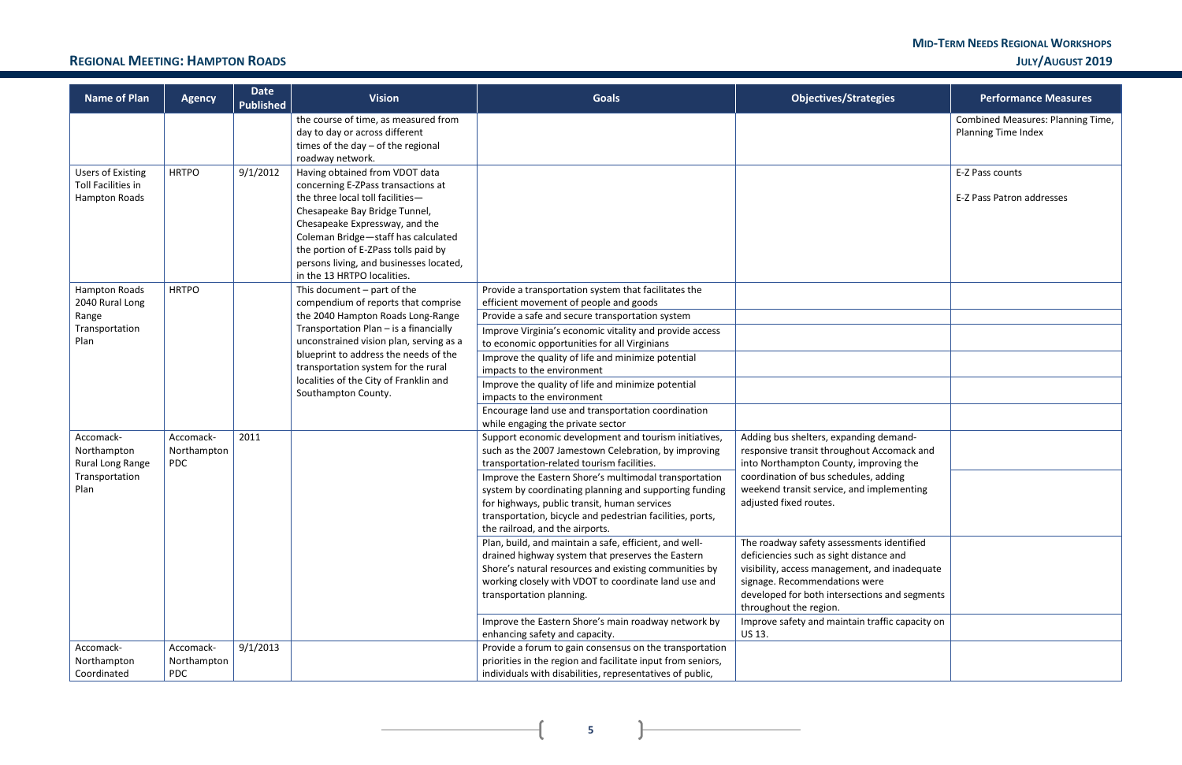| Name of Plan | Agency | Date Published | Vision | Goals | Objectives/Strategies | Performance Measures |
|---|---|---|---|---|---|---|
| | | | the course of time, as measured from day to day or across different times of the day – of the regional roadway network. | | | Combined Measures: Planning Time, Planning Time Index |
| Users of Existing Toll Facilities in Hampton Roads | HRTPO | 9/1/2012 | Having obtained from VDOT data concerning E-ZPass transactions at the three local toll facilities—Chesapeake Bay Bridge Tunnel, Chesapeake Expressway, and the Coleman Bridge—staff has calculated the portion of E-ZPass tolls paid by persons living, and businesses located, in the 13 HRTPO localities. | | | E-Z Pass counts<br><br>E-Z Pass Patron addresses |
| Hampton Roads 2040 Rural Long Range Transportation Plan | HRTPO | | This document – part of the compendium of reports that comprise the 2040 Hampton Roads Long-Range Transportation Plan – is a financially unconstrained vision plan, serving as a blueprint to address the needs of the transportation system for the rural localities of the City of Franklin and Southampton County. | Provide a transportation system that facilitates the efficient movement of people and goods | | |
| | | | | Provide a safe and secure transportation system | | |
| | | | | Improve Virginia's economic vitality and provide access to economic opportunities for all Virginians | | |
| | | | | Improve the quality of life and minimize potential impacts to the environment | | |
| | | | | Improve the quality of life and minimize potential impacts to the environment | | |
| | | | | Encourage land use and transportation coordination while engaging the private sector | | |
| Accomack-Northampton Rural Long Range Transportation Plan | Accomack-Northampton PDC | 2011 | | Support economic development and tourism initiatives, such as the 2007 Jamestown Celebration, by improving transportation-related tourism facilities. | Adding bus shelters, expanding demand-responsive transit throughout Accomack and into Northampton County, improving the coordination of bus schedules, adding weekend transit service, and implementing adjusted fixed routes. | |
| | | | | Improve the Eastern Shore's multimodal transportation system by coordinating planning and supporting funding for highways, public transit, human services transportation, bicycle and pedestrian facilities, ports, the railroad, and the airports. | | |
| | | | | Plan, build, and maintain a safe, efficient, and well-drained highway system that preserves the Eastern Shore's natural resources and existing communities by working closely with VDOT to coordinate land use and transportation planning. | The roadway safety assessments identified deficiencies such as sight distance and visibility, access management, and inadequate signage. Recommendations were developed for both intersections and segments throughout the region. | |
| | | | | Improve the Eastern Shore's main roadway network by enhancing safety and capacity. | Improve safety and maintain traffic capacity on US 13. | |
| Accomack-Northampton Coordinated | Accomack-Northampton PDC | 9/1/2013 | | Provide a forum to gain consensus on the transportation priorities in the region and facilitate input from seniors, individuals with disabilities, representatives of public, | | |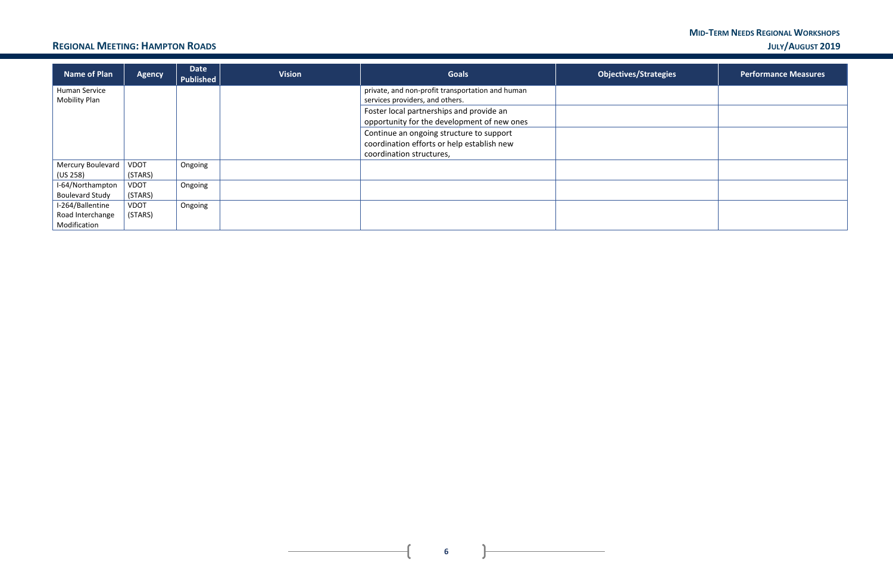| Name of Plan | Agency | Date Published | Vision | Goals | Objectives/Strategies | Performance Measures |
|---|---|---|---|---|---|---|
| Human Service Mobility Plan | | | | private, and non-profit transportation and human services providers, and others. | | |
| | | | | Foster local partnerships and provide an opportunity for the development of new ones | | |
| | | | | Continue an ongoing structure to support coordination efforts or help establish new coordination structures, | | |
| Mercury Boulevard (US 258) | VDOT (STARS) | Ongoing | | | | |
| I-64/Northampton Boulevard Study | VDOT (STARS) | Ongoing | | | | |
| I-264/Ballentine Road Interchange Modification | VDOT (STARS) | Ongoing | | | | |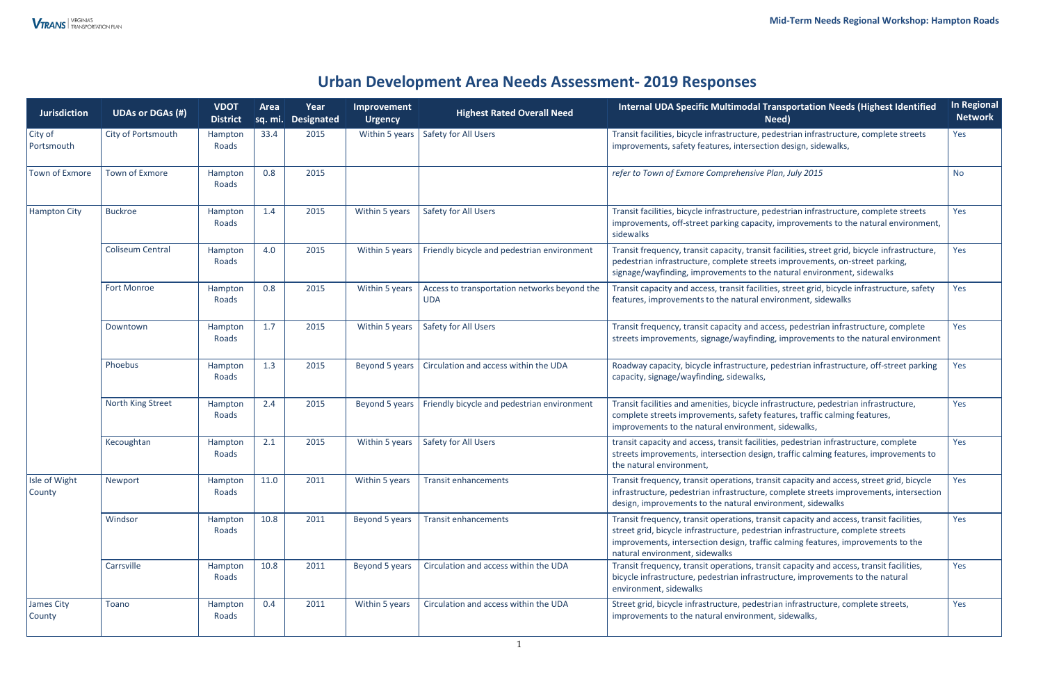# Urban Development Area Needs Assessment- 2019 Responses

| Jurisdiction | UDAs or DGAs (#) | VDOT District | Area sq. mi. | Year Designated | Improvement Urgency | Highest Rated Overall Need | Internal UDA Specific Multimodal Transportation Needs (Highest Identified Need) | In Regional Network |
|---|---|---|---|---|---|---|---|---|
| City of Portsmouth | City of Portsmouth | Hampton Roads | 33.4 | 2015 | Within 5 years | Safety for All Users | Transit facilities, bicycle infrastructure, pedestrian infrastructure, complete streets improvements, safety features, intersection design, sidewalks, | Yes |
| Town of Exmore | Town of Exmore | Hampton Roads | 0.8 | 2015 | | | *refer to Town of Exmore Comprehensive Plan, July 2015* | No |
| Hampton City | Buckroe | Hampton Roads | 1.4 | 2015 | Within 5 years | Safety for All Users | Transit facilities, bicycle infrastructure, pedestrian infrastructure, complete streets improvements, off-street parking capacity, improvements to the natural environment, sidewalks | Yes |
| | Coliseum Central | Hampton Roads | 4.0 | 2015 | Within 5 years | Friendly bicycle and pedestrian environment | Transit frequency, transit capacity, transit facilities, street grid, bicycle infrastructure, pedestrian infrastructure, complete streets improvements, on-street parking, signage/wayfinding, improvements to the natural environment, sidewalks | Yes |
| | Fort Monroe | Hampton Roads | 0.8 | 2015 | Within 5 years | Access to transportation networks beyond the UDA | Transit capacity and access, transit facilities, street grid, bicycle infrastructure, safety features, improvements to the natural environment, sidewalks | Yes |
| | Downtown | Hampton Roads | 1.7 | 2015 | Within 5 years | Safety for All Users | Transit frequency, transit capacity and access, pedestrian infrastructure, complete streets improvements, signage/wayfinding, improvements to the natural environment | Yes |
| | Phoebus | Hampton Roads | 1.3 | 2015 | Beyond 5 years | Circulation and access within the UDA | Roadway capacity, bicycle infrastructure, pedestrian infrastructure, off-street parking capacity, signage/wayfinding, sidewalks, | Yes |
| | North King Street | Hampton Roads | 2.4 | 2015 | Beyond 5 years | Friendly bicycle and pedestrian environment | Transit facilities and amenities, bicycle infrastructure, pedestrian infrastructure, complete streets improvements, safety features, traffic calming features, improvements to the natural environment, sidewalks, | Yes |
| | Kecoughtan | Hampton Roads | 2.1 | 2015 | Within 5 years | Safety for All Users | transit capacity and access, transit facilities, pedestrian infrastructure, complete streets improvements, intersection design, traffic calming features, improvements to the natural environment, | Yes |
| Isle of Wight County | Newport | Hampton Roads | 11.0 | 2011 | Within 5 years | Transit enhancements | Transit frequency, transit operations, transit capacity and access, street grid, bicycle infrastructure, pedestrian infrastructure, complete streets improvements, intersection design, improvements to the natural environment, sidewalks | Yes |
| | Windsor | Hampton Roads | 10.8 | 2011 | Beyond 5 years | Transit enhancements | Transit frequency, transit operations, transit capacity and access, transit facilities, street grid, bicycle infrastructure, pedestrian infrastructure, complete streets improvements, intersection design, traffic calming features, improvements to the natural environment, sidewalks | Yes |
| | Carrsville | Hampton Roads | 10.8 | 2011 | Beyond 5 years | Circulation and access within the UDA | Transit frequency, transit operations, transit capacity and access, transit facilities, bicycle infrastructure, pedestrian infrastructure, improvements to the natural environment, sidewalks | Yes |
| James City County | Toano | Hampton Roads | 0.4 | 2011 | Within 5 years | Circulation and access within the UDA | Street grid, bicycle infrastructure, pedestrian infrastructure, complete streets, improvements to the natural environment, sidewalks, | Yes |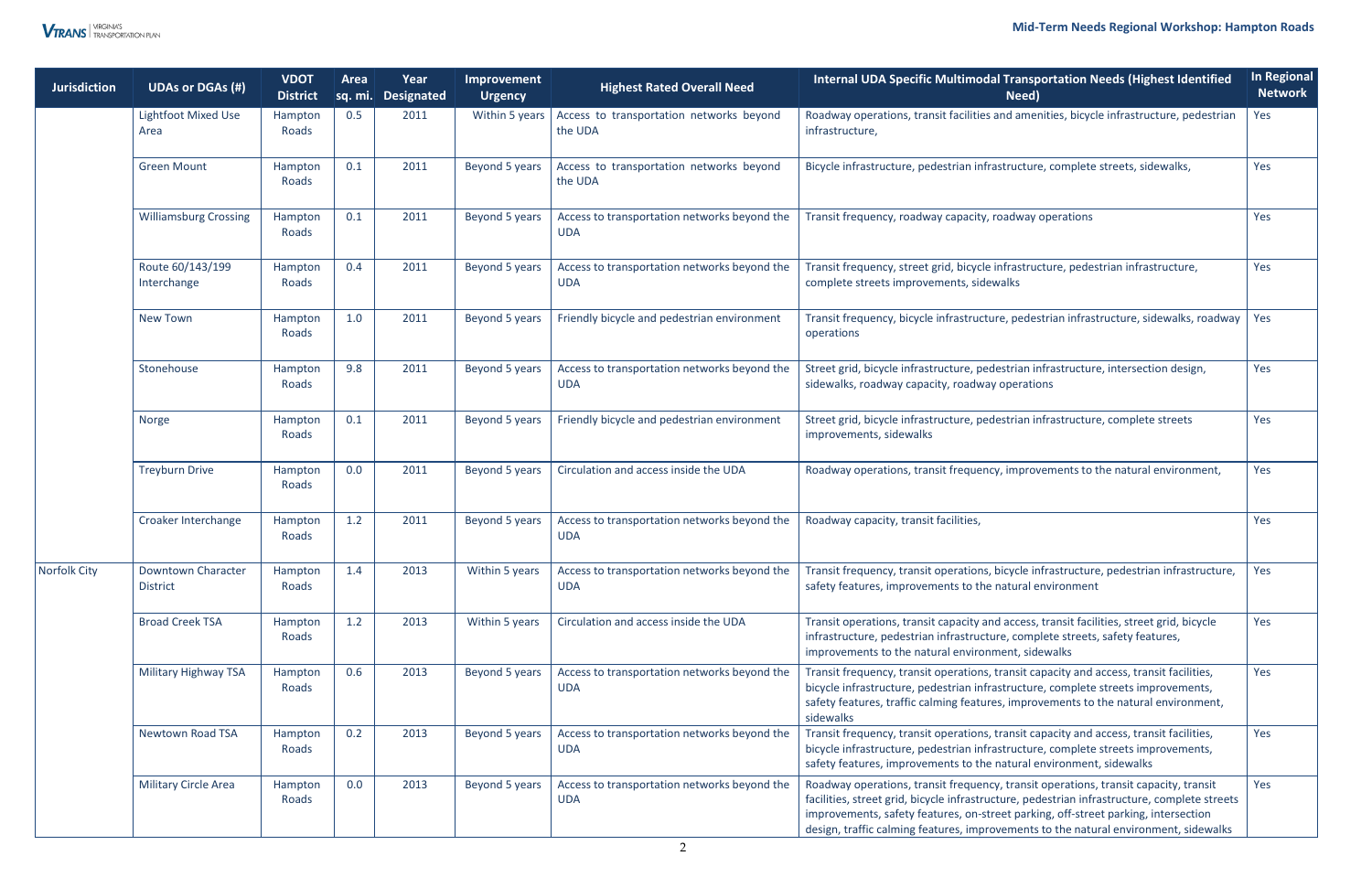| Jurisdiction | UDAs or DGAs (#) | VDOT District | Area sq. mi. | Year Designated | Improvement Urgency | Highest Rated Overall Need | Internal UDA Specific Multimodal Transportation Needs (Highest Identified Need) | In Regional Network |
|---|---|---|---|---|---|---|---|---|
| | Lightfoot Mixed Use Area | Hampton Roads | 0.5 | 2011 | Within 5 years | Access to transportation networks beyond the UDA | Roadway operations, transit facilities and amenities, bicycle infrastructure, pedestrian infrastructure, | Yes |
| | Green Mount | Hampton Roads | 0.1 | 2011 | Beyond 5 years | Access to transportation networks beyond the UDA | Bicycle infrastructure, pedestrian infrastructure, complete streets, sidewalks, | Yes |
| | Williamsburg Crossing | Hampton Roads | 0.1 | 2011 | Beyond 5 years | Access to transportation networks beyond the UDA | Transit frequency, roadway capacity, roadway operations | Yes |
| | Route 60/143/199 Interchange | Hampton Roads | 0.4 | 2011 | Beyond 5 years | Access to transportation networks beyond the UDA | Transit frequency, street grid, bicycle infrastructure, pedestrian infrastructure, complete streets improvements, sidewalks | Yes |
| | New Town | Hampton Roads | 1.0 | 2011 | Beyond 5 years | Friendly bicycle and pedestrian environment | Transit frequency, bicycle infrastructure, pedestrian infrastructure, sidewalks, roadway operations | Yes |
| | Stonehouse | Hampton Roads | 9.8 | 2011 | Beyond 5 years | Access to transportation networks beyond the UDA | Street grid, bicycle infrastructure, pedestrian infrastructure, intersection design, sidewalks, roadway capacity, roadway operations | Yes |
| | Norge | Hampton Roads | 0.1 | 2011 | Beyond 5 years | Friendly bicycle and pedestrian environment | Street grid, bicycle infrastructure, pedestrian infrastructure, complete streets improvements, sidewalks | Yes |
| | Treyburn Drive | Hampton Roads | 0.0 | 2011 | Beyond 5 years | Circulation and access inside the UDA | Roadway operations, transit frequency, improvements to the natural environment, | Yes |
| | Croaker Interchange | Hampton Roads | 1.2 | 2011 | Beyond 5 years | Access to transportation networks beyond the UDA | Roadway capacity, transit facilities, | Yes |
| Norfolk City | Downtown Character District | Hampton Roads | 1.4 | 2013 | Within 5 years | Access to transportation networks beyond the UDA | Transit frequency, transit operations, bicycle infrastructure, pedestrian infrastructure, safety features, improvements to the natural environment | Yes |
| | Broad Creek TSA | Hampton Roads | 1.2 | 2013 | Within 5 years | Circulation and access inside the UDA | Transit operations, transit capacity and access, transit facilities, street grid, bicycle infrastructure, pedestrian infrastructure, complete streets, safety features, improvements to the natural environment, sidewalks | Yes |
| | Military Highway TSA | Hampton Roads | 0.6 | 2013 | Beyond 5 years | Access to transportation networks beyond the UDA | Transit frequency, transit operations, transit capacity and access, transit facilities, bicycle infrastructure, pedestrian infrastructure, complete streets improvements, safety features, traffic calming features, improvements to the natural environment, sidewalks | Yes |
| | Newtown Road TSA | Hampton Roads | 0.2 | 2013 | Beyond 5 years | Access to transportation networks beyond the UDA | Transit frequency, transit operations, transit capacity and access, transit facilities, bicycle infrastructure, pedestrian infrastructure, complete streets improvements, safety features, improvements to the natural environment, sidewalks | Yes |
| | Military Circle Area | Hampton Roads | 0.0 | 2013 | Beyond 5 years | Access to transportation networks beyond the UDA | Roadway operations, transit frequency, transit operations, transit capacity, transit facilities, street grid, bicycle infrastructure, pedestrian infrastructure, complete streets improvements, safety features, on-street parking, off-street parking, intersection design, traffic calming features, improvements to the natural environment, sidewalks | Yes |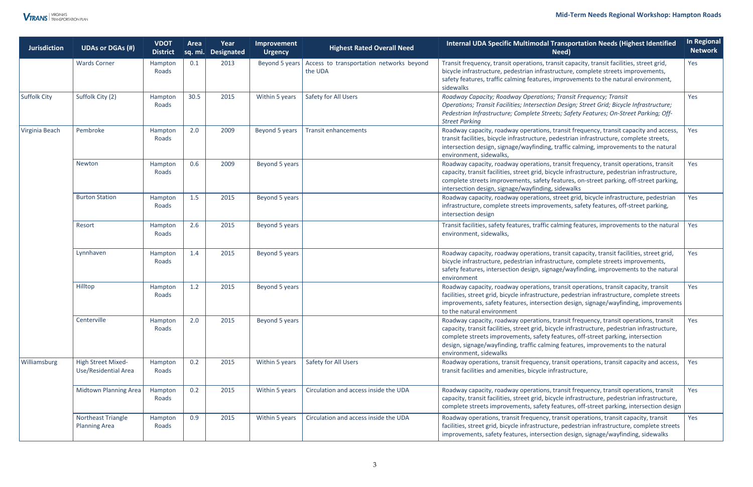| Jurisdiction | UDAs or DGAs (#) | VDOT District | Area sq. mi. | Year Designated | Improvement Urgency | Highest Rated Overall Need | Internal UDA Specific Multimodal Transportation Needs (Highest Identified Need) | In Regional Network |
|---|---|---|---|---|---|---|---|---|
| | Wards Corner | Hampton Roads | 0.1 | 2013 | Beyond 5 years | Access to transportation networks beyond the UDA | Transit frequency, transit operations, transit capacity, transit facilities, street grid, bicycle infrastructure, pedestrian infrastructure, complete streets improvements, safety features, traffic calming features, improvements to the natural environment, sidewalks | Yes |
| Suffolk City | Suffolk City (2) | Hampton Roads | 30.5 | 2015 | Within 5 years | Safety for All Users | *Roadway Capacity; Roadway Operations; Transit Frequency; Transit Operations; Transit Facilities; Intersection Design; Street Grid; Bicycle Infrastructure; Pedestrian Infrastructure; Complete Streets; Safety Features; On-Street Parking; Off-Street Parking* | Yes |
| Virginia Beach | Pembroke | Hampton Roads | 2.0 | 2009 | Beyond 5 years | Transit enhancements | Roadway capacity, roadway operations, transit frequency, transit capacity and access, transit facilities, bicycle infrastructure, pedestrian infrastructure, complete streets, intersection design, signage/wayfinding, traffic calming, improvements to the natural environment, sidewalks, | Yes |
| | Newton | Hampton Roads | 0.6 | 2009 | Beyond 5 years | | Roadway capacity, roadway operations, transit frequency, transit operations, transit capacity, transit facilities, street grid, bicycle infrastructure, pedestrian infrastructure, complete streets improvements, safety features, on-street parking, off-street parking, intersection design, signage/wayfinding, sidewalks | Yes |
| | Burton Station | Hampton Roads | 1.5 | 2015 | Beyond 5 years | | Roadway capacity, roadway operations, street grid, bicycle infrastructure, pedestrian infrastructure, complete streets improvements, safety features, off-street parking, intersection design | Yes |
| | Resort | Hampton Roads | 2.6 | 2015 | Beyond 5 years | | Transit facilities, safety features, traffic calming features, improvements to the natural environment, sidewalks, | Yes |
| | Lynnhaven | Hampton Roads | 1.4 | 2015 | Beyond 5 years | | Roadway capacity, roadway operations, transit capacity, transit facilities, street grid, bicycle infrastructure, pedestrian infrastructure, complete streets improvements, safety features, intersection design, signage/wayfinding, improvements to the natural environment | Yes |
| | Hilltop | Hampton Roads | 1.2 | 2015 | Beyond 5 years | | Roadway capacity, roadway operations, transit operations, transit capacity, transit facilities, street grid, bicycle infrastructure, pedestrian infrastructure, complete streets improvements, safety features, intersection design, signage/wayfinding, improvements to the natural environment | Yes |
| | Centerville | Hampton Roads | 2.0 | 2015 | Beyond 5 years | | Roadway capacity, roadway operations, transit frequency, transit operations, transit capacity, transit facilities, street grid, bicycle infrastructure, pedestrian infrastructure, complete streets improvements, safety features, off-street parking, intersection design, signage/wayfinding, traffic calming features, improvements to the natural environment, sidewalks | Yes |
| Williamsburg | High Street Mixed-Use/Residential Area | Hampton Roads | 0.2 | 2015 | Within 5 years | Safety for All Users | Roadway operations, transit frequency, transit operations, transit capacity and access, transit facilities and amenities, bicycle infrastructure, | Yes |
| | Midtown Planning Area | Hampton Roads | 0.2 | 2015 | Within 5 years | Circulation and access inside the UDA | Roadway capacity, roadway operations, transit frequency, transit operations, transit capacity, transit facilities, street grid, bicycle infrastructure, pedestrian infrastructure, complete streets improvements, safety features, off-street parking, intersection design | Yes |
| | Northeast Triangle Planning Area | Hampton Roads | 0.9 | 2015 | Within 5 years | Circulation and access inside the UDA | Roadway operations, transit frequency, transit operations, transit capacity, transit facilities, street grid, bicycle infrastructure, pedestrian infrastructure, complete streets improvements, safety features, intersection design, signage/wayfinding, sidewalks | Yes |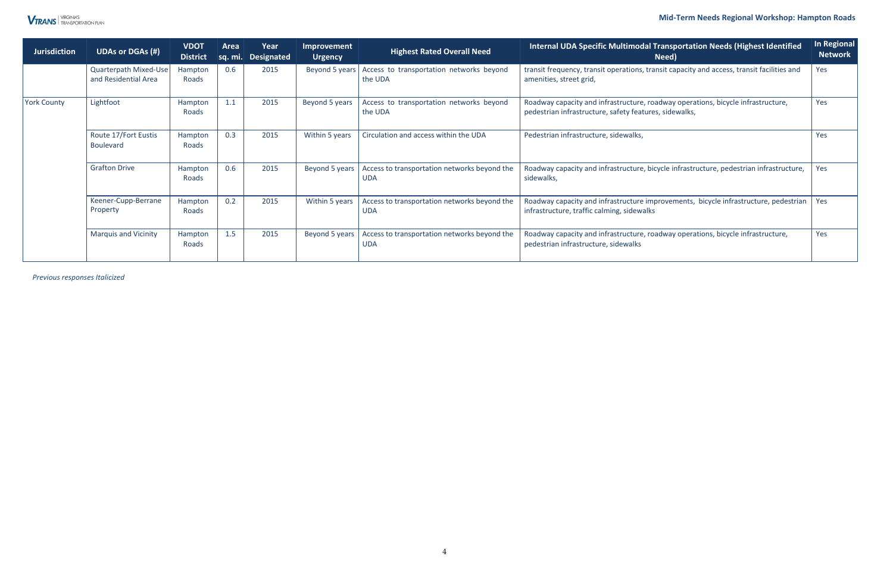| Jurisdiction | UDAs or DGAs (#) | VDOT District | Area sq. mi. | Year Designated | Improvement Urgency | Highest Rated Overall Need | Internal UDA Specific Multimodal Transportation Needs (Highest Identified Need) | In Regional Network |
|---|---|---|---|---|---|---|---|---|
| | Quarterpath Mixed-Use and Residential Area | Hampton Roads | 0.6 | 2015 | Beyond 5 years | Access to transportation networks beyond the UDA | transit frequency, transit operations, transit capacity and access, transit facilities and amenities, street grid, | Yes |
| York County | Lightfoot | Hampton Roads | 1.1 | 2015 | Beyond 5 years | Access to transportation networks beyond the UDA | Roadway capacity and infrastructure, roadway operations, bicycle infrastructure, pedestrian infrastructure, safety features, sidewalks, | Yes |
| | Route 17/Fort Eustis Boulevard | Hampton Roads | 0.3 | 2015 | Within 5 years | Circulation and access within the UDA | Pedestrian infrastructure, sidewalks, | Yes |
| | Grafton Drive | Hampton Roads | 0.6 | 2015 | Beyond 5 years | Access to transportation networks beyond the UDA | Roadway capacity and infrastructure, bicycle infrastructure, pedestrian infrastructure, sidewalks, | Yes |
| | Keener-Cupp-Berrane Property | Hampton Roads | 0.2 | 2015 | Within 5 years | Access to transportation networks beyond the UDA | Roadway capacity and infrastructure improvements, bicycle infrastructure, pedestrian infrastructure, traffic calming, sidewalks | Yes |
| | Marquis and Vicinity | Hampton Roads | 1.5 | 2015 | Beyond 5 years | Access to transportation networks beyond the UDA | Roadway capacity and infrastructure, roadway operations, bicycle infrastructure, pedestrian infrastructure, sidewalks | Yes |

*Previous responses Italicized*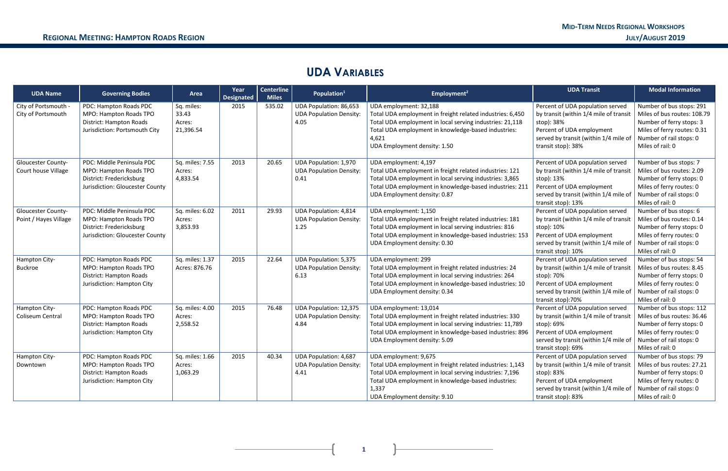## UDA Variables

| UDA Name | Governing Bodies | Area | Year Designated | Centerline Miles | Population[1] | Employment[2] | UDA Transit | Modal Information |
|---|---|---|---|---|---|---|---|---|
| City of Portsmouth - City of Portsmouth | PDC: Hampton Roads PDC<br>MPO: Hampton Roads TPO<br>District: Hampton Roads<br>Jurisdiction: Portsmouth City | Sq. miles: 33.43<br>Acres: 21,396.54 | 2015 | 535.02 | UDA Population: 86,653<br>UDA Population Density: 4.05 | UDA employment: 32,188<br>Total UDA employment in freight related industries: 6,450<br>Total UDA employment in local serving industries: 21,118<br>Total UDA employment in knowledge-based industries: 4,621<br>UDA Employment density: 1.50 | Percent of UDA population served by transit (within 1/4 mile of transit stop): 38%<br>Percent of UDA employment served by transit (within 1/4 mile of transit stop): 38% | Number of bus stops: 291<br>Miles of bus routes: 108.79<br>Number of ferry stops: 3<br>Miles of ferry routes: 0.31<br>Number of rail stops: 0<br>Miles of rail: 0 |
| Gloucester County- Court house Village | PDC: Middle Peninsula PDC<br>MPO: Hampton Roads TPO<br>District: Fredericksburg<br>Jurisdiction: Gloucester County | Sq. miles: 7.55<br>Acres: 4,833.54 | 2013 | 20.65 | UDA Population: 1,970<br>UDA Population Density: 0.41 | UDA employment: 4,197<br>Total UDA employment in freight related industries: 121<br>Total UDA employment in local serving industries: 3,865<br>Total UDA employment in knowledge-based industries: 211<br>UDA Employment density: 0.87 | Percent of UDA population served by transit (within 1/4 mile of transit stop): 13%<br>Percent of UDA employment served by transit (within 1/4 mile of transit stop): 13% | Number of bus stops: 7<br>Miles of bus routes: 2.09<br>Number of ferry stops: 0<br>Miles of ferry routes: 0<br>Number of rail stops: 0<br>Miles of rail: 0 |
| Gloucester County- Point / Hayes Village | PDC: Middle Peninsula PDC<br>MPO: Hampton Roads TPO<br>District: Fredericksburg<br>Jurisdiction: Gloucester County | Sq. miles: 6.02<br>Acres: 3,853.93 | 2011 | 29.93 | UDA Population: 4,814<br>UDA Population Density: 1.25 | UDA employment: 1,150<br>Total UDA employment in freight related industries: 181<br>Total UDA employment in local serving industries: 816<br>Total UDA employment in knowledge-based industries: 153<br>UDA Employment density: 0.30 | Percent of UDA population served by transit (within 1/4 mile of transit stop): 10%<br>Percent of UDA employment served by transit (within 1/4 mile of transit stop): 10% | Number of bus stops: 6<br>Miles of bus routes: 0.14<br>Number of ferry stops: 0<br>Miles of ferry routes: 0<br>Number of rail stops: 0<br>Miles of rail: 0 |
| Hampton City- Buckroe | PDC: Hampton Roads PDC<br>MPO: Hampton Roads TPO<br>District: Hampton Roads<br>Jurisdiction: Hampton City | Sq. miles: 1.37<br>Acres: 876.76 | 2015 | 22.64 | UDA Population: 5,375<br>UDA Population Density: 6.13 | UDA employment: 299<br>Total UDA employment in freight related industries: 24<br>Total UDA employment in local serving industries: 264<br>Total UDA employment in knowledge-based industries: 10<br>UDA Employment density: 0.34 | Percent of UDA population served by transit (within 1/4 mile of transit stop): 70%<br>Percent of UDA employment served by transit (within 1/4 mile of transit stop):70% | Number of bus stops: 54<br>Miles of bus routes: 8.45<br>Number of ferry stops: 0<br>Miles of ferry routes: 0<br>Number of rail stops: 0<br>Miles of rail: 0 |
| Hampton City- Coliseum Central | PDC: Hampton Roads PDC<br>MPO: Hampton Roads TPO<br>District: Hampton Roads<br>Jurisdiction: Hampton City | Sq. miles: 4.00<br>Acres: 2,558.52 | 2015 | 76.48 | UDA Population: 12,375<br>UDA Population Density: 4.84 | UDA employment: 13,014<br>Total UDA employment in freight related industries: 330<br>Total UDA employment in local serving industries: 11,789<br>Total UDA employment in knowledge-based industries: 896<br>UDA Employment density: 5.09 | Percent of UDA population served by transit (within 1/4 mile of transit stop): 69%<br>Percent of UDA employment served by transit (within 1/4 mile of transit stop): 69% | Number of bus stops: 112<br>Miles of bus routes: 36.46<br>Number of ferry stops: 0<br>Miles of ferry routes: 0<br>Number of rail stops: 0<br>Miles of rail: 0 |
| Hampton City- Downtown | PDC: Hampton Roads PDC<br>MPO: Hampton Roads TPO<br>District: Hampton Roads<br>Jurisdiction: Hampton City | Sq. miles: 1.66<br>Acres: 1,063.29 | 2015 | 40.34 | UDA Population: 4,687<br>UDA Population Density: 4.41 | UDA employment: 9,675<br>Total UDA employment in freight related industries: 1,143<br>Total UDA employment in local serving industries: 7,196<br>Total UDA employment in knowledge-based industries: 1,337<br>UDA Employment density: 9.10 | Percent of UDA population served by transit (within 1/4 mile of transit stop): 83%<br>Percent of UDA employment served by transit (within 1/4 mile of transit stop): 83% | Number of bus stops: 79<br>Miles of bus routes: 27.21<br>Number of ferry stops: 0<br>Miles of ferry routes: 0<br>Number of rail stops: 0<br>Miles of rail: 0 |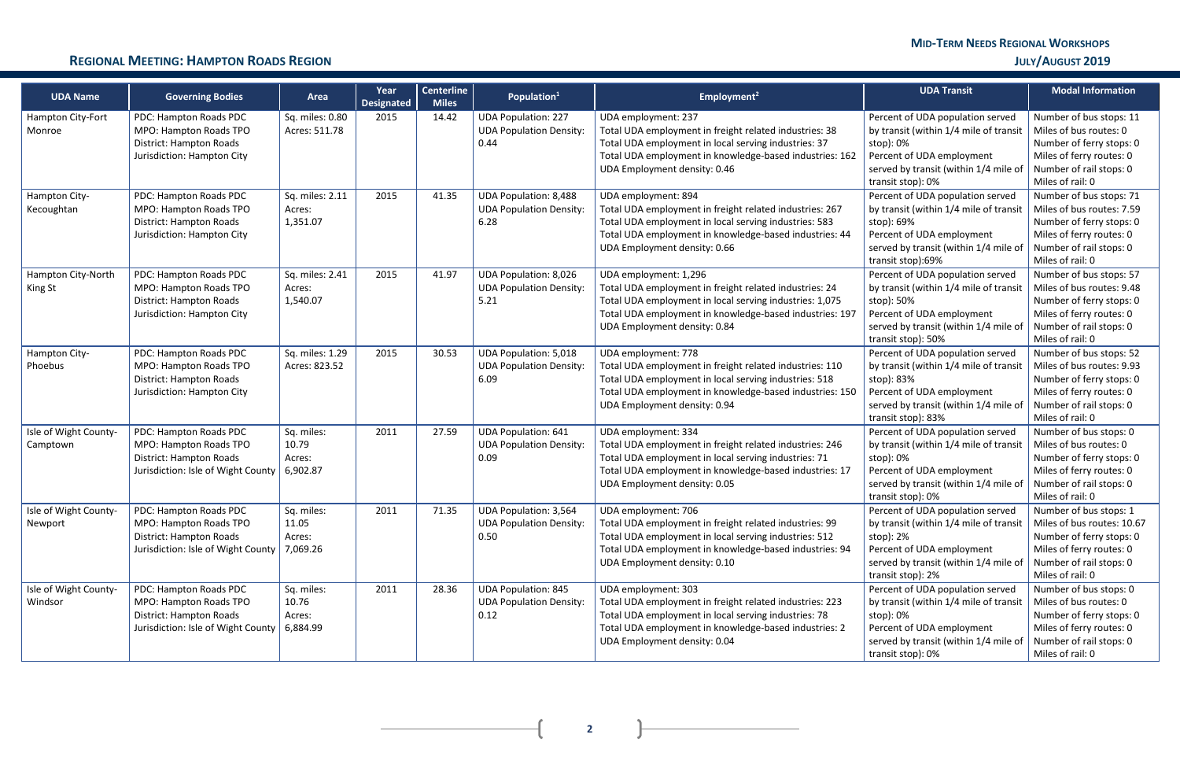| UDA Name | Governing Bodies | Area | Year Designated | Centerline Miles | Population[1] | Employment[2] | UDA Transit | Modal Information |
|---|---|---|---|---|---|---|---|---|
| Hampton City-Fort Monroe | PDC: Hampton Roads PDC<br>MPO: Hampton Roads TPO<br>District: Hampton Roads<br>Jurisdiction: Hampton City | Sq. miles: 0.80<br>Acres: 511.78 | 2015 | 14.42 | UDA Population: 227<br>UDA Population Density: 0.44 | UDA employment: 237<br>Total UDA employment in freight related industries: 38<br>Total UDA employment in local serving industries: 37<br>Total UDA employment in knowledge-based industries: 162<br>UDA Employment density: 0.46 | Percent of UDA population served by transit (within 1/4 mile of transit stop): 0%<br>Percent of UDA employment served by transit (within 1/4 mile of transit stop): 0% | Number of bus stops: 11<br>Miles of bus routes: 0<br>Number of ferry stops: 0<br>Miles of ferry routes: 0<br>Number of rail stops: 0<br>Miles of rail: 0 |
| Hampton City-Kecoughtan | PDC: Hampton Roads PDC<br>MPO: Hampton Roads TPO<br>District: Hampton Roads<br>Jurisdiction: Hampton City | Sq. miles: 2.11<br>Acres: 1,351.07 | 2015 | 41.35 | UDA Population: 8,488<br>UDA Population Density: 6.28 | UDA employment: 894<br>Total UDA employment in freight related industries: 267<br>Total UDA employment in local serving industries: 583<br>Total UDA employment in knowledge-based industries: 44<br>UDA Employment density: 0.66 | Percent of UDA population served by transit (within 1/4 mile of transit stop): 69%<br>Percent of UDA employment served by transit (within 1/4 mile of transit stop):69% | Number of bus stops: 71<br>Miles of bus routes: 7.59<br>Number of ferry stops: 0<br>Miles of ferry routes: 0<br>Number of rail stops: 0<br>Miles of rail: 0 |
| Hampton City-North King St | PDC: Hampton Roads PDC<br>MPO: Hampton Roads TPO<br>District: Hampton Roads<br>Jurisdiction: Hampton City | Sq. miles: 2.41<br>Acres: 1,540.07 | 2015 | 41.97 | UDA Population: 8,026<br>UDA Population Density: 5.21 | UDA employment: 1,296<br>Total UDA employment in freight related industries: 24<br>Total UDA employment in local serving industries: 1,075<br>Total UDA employment in knowledge-based industries: 197<br>UDA Employment density: 0.84 | Percent of UDA population served by transit (within 1/4 mile of transit stop): 50%<br>Percent of UDA employment served by transit (within 1/4 mile of transit stop): 50% | Number of bus stops: 57<br>Miles of bus routes: 9.48<br>Number of ferry stops: 0<br>Miles of ferry routes: 0<br>Number of rail stops: 0<br>Miles of rail: 0 |
| Hampton City-Phoebus | PDC: Hampton Roads PDC<br>MPO: Hampton Roads TPO<br>District: Hampton Roads<br>Jurisdiction: Hampton City | Sq. miles: 1.29<br>Acres: 823.52 | 2015 | 30.53 | UDA Population: 5,018<br>UDA Population Density: 6.09 | UDA employment: 778<br>Total UDA employment in freight related industries: 110<br>Total UDA employment in local serving industries: 518<br>Total UDA employment in knowledge-based industries: 150<br>UDA Employment density: 0.94 | Percent of UDA population served by transit (within 1/4 mile of transit stop): 83%<br>Percent of UDA employment served by transit (within 1/4 mile of transit stop): 83% | Number of bus stops: 52<br>Miles of bus routes: 9.93<br>Number of ferry stops: 0<br>Miles of ferry routes: 0<br>Number of rail stops: 0<br>Miles of rail: 0 |
| Isle of Wight County-Camptown | PDC: Hampton Roads PDC<br>MPO: Hampton Roads TPO<br>District: Hampton Roads<br>Jurisdiction: Isle of Wight County | Sq. miles: 10.79<br>Acres: 6,902.87 | 2011 | 27.59 | UDA Population: 641<br>UDA Population Density: 0.09 | UDA employment: 334<br>Total UDA employment in freight related industries: 246<br>Total UDA employment in local serving industries: 71<br>Total UDA employment in knowledge-based industries: 17<br>UDA Employment density: 0.05 | Percent of UDA population served by transit (within 1/4 mile of transit stop): 0%<br>Percent of UDA employment served by transit (within 1/4 mile of transit stop): 0% | Number of bus stops: 0<br>Miles of bus routes: 0<br>Number of ferry stops: 0<br>Miles of ferry routes: 0<br>Number of rail stops: 0<br>Miles of rail: 0 |
| Isle of Wight County-Newport | PDC: Hampton Roads PDC<br>MPO: Hampton Roads TPO<br>District: Hampton Roads<br>Jurisdiction: Isle of Wight County | Sq. miles: 11.05<br>Acres: 7,069.26 | 2011 | 71.35 | UDA Population: 3,564<br>UDA Population Density: 0.50 | UDA employment: 706<br>Total UDA employment in freight related industries: 99<br>Total UDA employment in local serving industries: 512<br>Total UDA employment in knowledge-based industries: 94<br>UDA Employment density: 0.10 | Percent of UDA population served by transit (within 1/4 mile of transit stop): 2%<br>Percent of UDA employment served by transit (within 1/4 mile of transit stop): 2% | Number of bus stops: 1<br>Miles of bus routes: 10.67<br>Number of ferry stops: 0<br>Miles of ferry routes: 0<br>Number of rail stops: 0<br>Miles of rail: 0 |
| Isle of Wight County-Windsor | PDC: Hampton Roads PDC<br>MPO: Hampton Roads TPO<br>District: Hampton Roads<br>Jurisdiction: Isle of Wight County | Sq. miles: 10.76<br>Acres: 6,884.99 | 2011 | 28.36 | UDA Population: 845<br>UDA Population Density: 0.12 | UDA employment: 303<br>Total UDA employment in freight related industries: 223<br>Total UDA employment in local serving industries: 78<br>Total UDA employment in knowledge-based industries: 2<br>UDA Employment density: 0.04 | Percent of UDA population served by transit (within 1/4 mile of transit stop): 0%<br>Percent of UDA employment served by transit (within 1/4 mile of transit stop): 0% | Number of bus stops: 0<br>Miles of bus routes: 0<br>Number of ferry stops: 0<br>Miles of ferry routes: 0<br>Number of rail stops: 0<br>Miles of rail: 0 |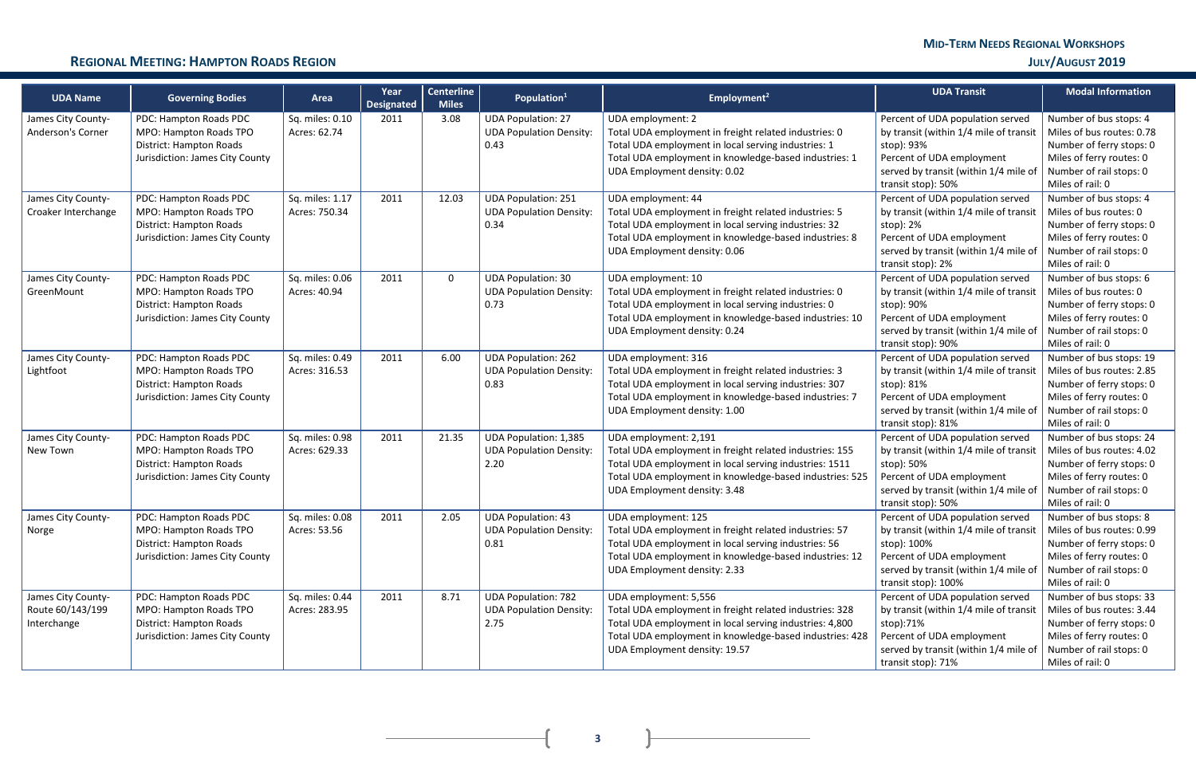## Regional Meeting: Hampton Roads Region

| UDA Name | Governing Bodies | Area | Year Designated | Centerline Miles | Population[1] | Employment[2] | UDA Transit | Modal Information |
|---|---|---|---|---|---|---|---|---|
| James City County-Anderson's Corner | PDC: Hampton Roads PDC<br>MPO: Hampton Roads TPO<br>District: Hampton Roads<br>Jurisdiction: James City County | Sq. miles: 0.10<br>Acres: 62.74 | 2011 | 3.08 | UDA Population: 27<br>UDA Population Density: 0.43 | UDA employment: 2<br>Total UDA employment in freight related industries: 0<br>Total UDA employment in local serving industries: 1<br>Total UDA employment in knowledge-based industries: 1<br>UDA Employment density: 0.02 | Percent of UDA population served by transit (within 1/4 mile of transit stop): 93%<br>Percent of UDA employment served by transit (within 1/4 mile of transit stop): 50% | Number of bus stops: 4<br>Miles of bus routes: 0.78<br>Number of ferry stops: 0<br>Miles of ferry routes: 0<br>Number of rail stops: 0<br>Miles of rail: 0 |
| James City County-Croaker Interchange | PDC: Hampton Roads PDC<br>MPO: Hampton Roads TPO<br>District: Hampton Roads<br>Jurisdiction: James City County | Sq. miles: 1.17<br>Acres: 750.34 | 2011 | 12.03 | UDA Population: 251<br>UDA Population Density: 0.34 | UDA employment: 44<br>Total UDA employment in freight related industries: 5<br>Total UDA employment in local serving industries: 32<br>Total UDA employment in knowledge-based industries: 8<br>UDA Employment density: 0.06 | Percent of UDA population served by transit (within 1/4 mile of transit stop): 2%<br>Percent of UDA employment served by transit (within 1/4 mile of transit stop): 2% | Number of bus stops: 4<br>Miles of bus routes: 0<br>Number of ferry stops: 0<br>Miles of ferry routes: 0<br>Number of rail stops: 0<br>Miles of rail: 0 |
| James City County-GreenMount | PDC: Hampton Roads PDC<br>MPO: Hampton Roads TPO<br>District: Hampton Roads<br>Jurisdiction: James City County | Sq. miles: 0.06<br>Acres: 40.94 | 2011 | 0 | UDA Population: 30<br>UDA Population Density: 0.73 | UDA employment: 10<br>Total UDA employment in freight related industries: 0<br>Total UDA employment in local serving industries: 0<br>Total UDA employment in knowledge-based industries: 10<br>UDA Employment density: 0.24 | Percent of UDA population served by transit (within 1/4 mile of transit stop): 90%<br>Percent of UDA employment served by transit (within 1/4 mile of transit stop): 90% | Number of bus stops: 6<br>Miles of bus routes: 0<br>Number of ferry stops: 0<br>Miles of ferry routes: 0<br>Number of rail stops: 0<br>Miles of rail: 0 |
| James City County-Lightfoot | PDC: Hampton Roads PDC<br>MPO: Hampton Roads TPO<br>District: Hampton Roads<br>Jurisdiction: James City County | Sq. miles: 0.49<br>Acres: 316.53 | 2011 | 6.00 | UDA Population: 262<br>UDA Population Density: 0.83 | UDA employment: 316<br>Total UDA employment in freight related industries: 3<br>Total UDA employment in local serving industries: 307<br>Total UDA employment in knowledge-based industries: 7<br>UDA Employment density: 1.00 | Percent of UDA population served by transit (within 1/4 mile of transit stop): 81%<br>Percent of UDA employment served by transit (within 1/4 mile of transit stop): 81% | Number of bus stops: 19<br>Miles of bus routes: 2.85<br>Number of ferry stops: 0<br>Miles of ferry routes: 0<br>Number of rail stops: 0<br>Miles of rail: 0 |
| James City County-New Town | PDC: Hampton Roads PDC<br>MPO: Hampton Roads TPO<br>District: Hampton Roads<br>Jurisdiction: James City County | Sq. miles: 0.98<br>Acres: 629.33 | 2011 | 21.35 | UDA Population: 1,385<br>UDA Population Density: 2.20 | UDA employment: 2,191<br>Total UDA employment in freight related industries: 155<br>Total UDA employment in local serving industries: 1511<br>Total UDA employment in knowledge-based industries: 525<br>UDA Employment density: 3.48 | Percent of UDA population served by transit (within 1/4 mile of transit stop): 50%<br>Percent of UDA employment served by transit (within 1/4 mile of transit stop): 50% | Number of bus stops: 24<br>Miles of bus routes: 4.02<br>Number of ferry stops: 0<br>Miles of ferry routes: 0<br>Number of rail stops: 0<br>Miles of rail: 0 |
| James City County-Norge | PDC: Hampton Roads PDC<br>MPO: Hampton Roads TPO<br>District: Hampton Roads<br>Jurisdiction: James City County | Sq. miles: 0.08<br>Acres: 53.56 | 2011 | 2.05 | UDA Population: 43<br>UDA Population Density: 0.81 | UDA employment: 125<br>Total UDA employment in freight related industries: 57<br>Total UDA employment in local serving industries: 56<br>Total UDA employment in knowledge-based industries: 12<br>UDA Employment density: 2.33 | Percent of UDA population served by transit (within 1/4 mile of transit stop): 100%<br>Percent of UDA employment served by transit (within 1/4 mile of transit stop): 100% | Number of bus stops: 8<br>Miles of bus routes: 0.99<br>Number of ferry stops: 0<br>Miles of ferry routes: 0<br>Number of rail stops: 0<br>Miles of rail: 0 |
| James City County-Route 60/143/199 Interchange | PDC: Hampton Roads PDC<br>MPO: Hampton Roads TPO<br>District: Hampton Roads<br>Jurisdiction: James City County | Sq. miles: 0.44<br>Acres: 283.95 | 2011 | 8.71 | UDA Population: 782<br>UDA Population Density: 2.75 | UDA employment: 5,556<br>Total UDA employment in freight related industries: 328<br>Total UDA employment in local serving industries: 4,800<br>Total UDA employment in knowledge-based industries: 428<br>UDA Employment density: 19.57 | Percent of UDA population served by transit (within 1/4 mile of transit stop):71%<br>Percent of UDA employment served by transit (within 1/4 mile of transit stop): 71% | Number of bus stops: 33<br>Miles of bus routes: 3.44<br>Number of ferry stops: 0<br>Miles of ferry routes: 0<br>Number of rail stops: 0<br>Miles of rail: 0 |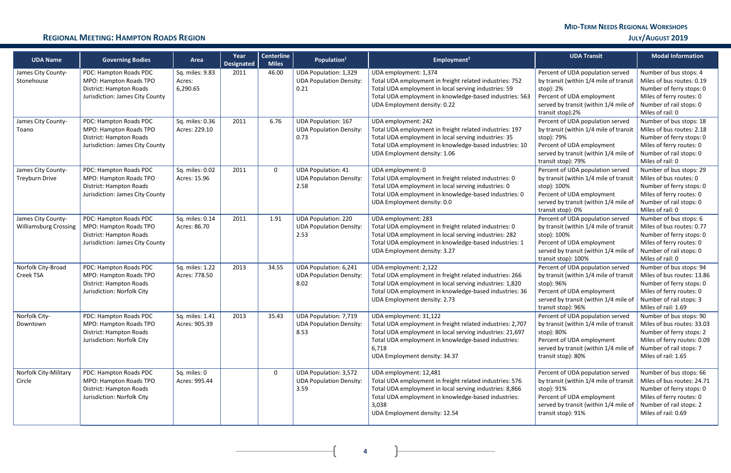| UDA Name | Governing Bodies | Area | Year Designated | Centerline Miles | Population[1] | Employment[2] | UDA Transit | Modal Information |
|---|---|---|---|---|---|---|---|---|
| James City County-Stonehouse | PDC: Hampton Roads PDC<br>MPO: Hampton Roads TPO<br>District: Hampton Roads<br>Jurisdiction: James City County | Sq. miles: 9.83<br>Acres: 6,290.65 | 2011 | 46.00 | UDA Population: 1,329<br>UDA Population Density: 0.21 | UDA employment: 1,374<br>Total UDA employment in freight related industries: 752<br>Total UDA employment in local serving industries: 59<br>Total UDA employment in knowledge-based industries: 563<br>UDA Employment density: 0.22 | Percent of UDA population served by transit (within 1/4 mile of transit stop): 2%<br>Percent of UDA employment served by transit (within 1/4 mile of transit stop):2% | Number of bus stops: 4<br>Miles of bus routes: 0.19<br>Number of ferry stops: 0<br>Miles of ferry routes: 0<br>Number of rail stops: 0<br>Miles of rail: 0 |
| James City County-Toano | PDC: Hampton Roads PDC<br>MPO: Hampton Roads TPO<br>District: Hampton Roads<br>Jurisdiction: James City County | Sq. miles: 0.36<br>Acres: 229.10 | 2011 | 6.76 | UDA Population: 167<br>UDA Population Density: 0.73 | UDA employment: 242<br>Total UDA employment in freight related industries: 197<br>Total UDA employment in local serving industries: 35<br>Total UDA employment in knowledge-based industries: 10<br>UDA Employment density: 1.06 | Percent of UDA population served by transit (within 1/4 mile of transit stop): 79%<br>Percent of UDA employment served by transit (within 1/4 mile of transit stop): 79% | Number of bus stops: 18<br>Miles of bus routes: 2.18<br>Number of ferry stops: 0<br>Miles of ferry routes: 0<br>Number of rail stops: 0<br>Miles of rail: 0 |
| James City County-Treyburn Drive | PDC: Hampton Roads PDC<br>MPO: Hampton Roads TPO<br>District: Hampton Roads<br>Jurisdiction: James City County | Sq. miles: 0.02<br>Acres: 15.96 | 2011 | 0 | UDA Population: 41<br>UDA Population Density: 2.58 | UDA employment: 0<br>Total UDA employment in freight related industries: 0<br>Total UDA employment in local serving industries: 0<br>Total UDA employment in knowledge-based industries: 0<br>UDA Employment density: 0.0 | Percent of UDA population served by transit (within 1/4 mile of transit stop): 100%<br>Percent of UDA employment served by transit (within 1/4 mile of transit stop): 0% | Number of bus stops: 29<br>Miles of bus routes: 0<br>Number of ferry stops: 0<br>Miles of ferry routes: 0<br>Number of rail stops: 0<br>Miles of rail: 0 |
| James City County-Williamsburg Crossing | PDC: Hampton Roads PDC<br>MPO: Hampton Roads TPO<br>District: Hampton Roads<br>Jurisdiction: James City County | Sq. miles: 0.14<br>Acres: 86.70 | 2011 | 1.91 | UDA Population: 220<br>UDA Population Density: 2.53 | UDA employment: 283<br>Total UDA employment in freight related industries: 0<br>Total UDA employment in local serving industries: 282<br>Total UDA employment in knowledge-based industries: 1<br>UDA Employment density: 3.27 | Percent of UDA population served by transit (within 1/4 mile of transit stop): 100%<br>Percent of UDA employment served by transit (within 1/4 mile of transit stop): 100% | Number of bus stops: 6<br>Miles of bus routes: 0.77<br>Number of ferry stops: 0<br>Miles of ferry routes: 0<br>Number of rail stops: 0<br>Miles of rail: 0 |
| Norfolk City-Broad Creek TSA | PDC: Hampton Roads PDC<br>MPO: Hampton Roads TPO<br>District: Hampton Roads<br>Jurisdiction: Norfolk City | Sq. miles: 1.22<br>Acres: 778.50 | 2013 | 34.55 | UDA Population: 6,241<br>UDA Population Density: 8.02 | UDA employment: 2,122<br>Total UDA employment in freight related industries: 266<br>Total UDA employment in local serving industries: 1,820<br>Total UDA employment in knowledge-based industries: 36<br>UDA Employment density: 2.73 | Percent of UDA population served by transit (within 1/4 mile of transit stop): 96%<br>Percent of UDA employment served by transit (within 1/4 mile of transit stop): 96% | Number of bus stops: 94<br>Miles of bus routes: 13.86<br>Number of ferry stops: 0<br>Miles of ferry routes: 0<br>Number of rail stops: 3<br>Miles of rail: 1.69 |
| Norfolk City-Downtown | PDC: Hampton Roads PDC<br>MPO: Hampton Roads TPO<br>District: Hampton Roads<br>Jurisdiction: Norfolk City | Sq. miles: 1.41<br>Acres: 905.39 | 2013 | 35.43 | UDA Population: 7,719<br>UDA Population Density: 8.53 | UDA employment: 31,122<br>Total UDA employment in freight related industries: 2,707<br>Total UDA employment in local serving industries: 21,697<br>Total UDA employment in knowledge-based industries: 6,718<br>UDA Employment density: 34.37 | Percent of UDA population served by transit (within 1/4 mile of transit stop): 80%<br>Percent of UDA employment served by transit (within 1/4 mile of transit stop): 80% | Number of bus stops: 90<br>Miles of bus routes: 33.03<br>Number of ferry stops: 2<br>Miles of ferry routes: 0.09<br>Number of rail stops: 7<br>Miles of rail: 1.65 |
| Norfolk City-Military Circle | PDC: Hampton Roads PDC<br>MPO: Hampton Roads TPO<br>District: Hampton Roads<br>Jurisdiction: Norfolk City | Sq. miles: 0<br>Acres: 995.44 | | 0 | UDA Population: 3,572<br>UDA Population Density: 3.59 | UDA employment: 12,481<br>Total UDA employment in freight related industries: 576<br>Total UDA employment in local serving industries: 8,866<br>Total UDA employment in knowledge-based industries: 3,038<br>UDA Employment density: 12.54 | Percent of UDA population served by transit (within 1/4 mile of transit stop): 91%<br>Percent of UDA employment served by transit (within 1/4 mile of transit stop): 91% | Number of bus stops: 66<br>Miles of bus routes: 24.71<br>Number of ferry stops: 0<br>Miles of ferry routes: 0<br>Number of rail stops: 2<br>Miles of rail: 0.69 |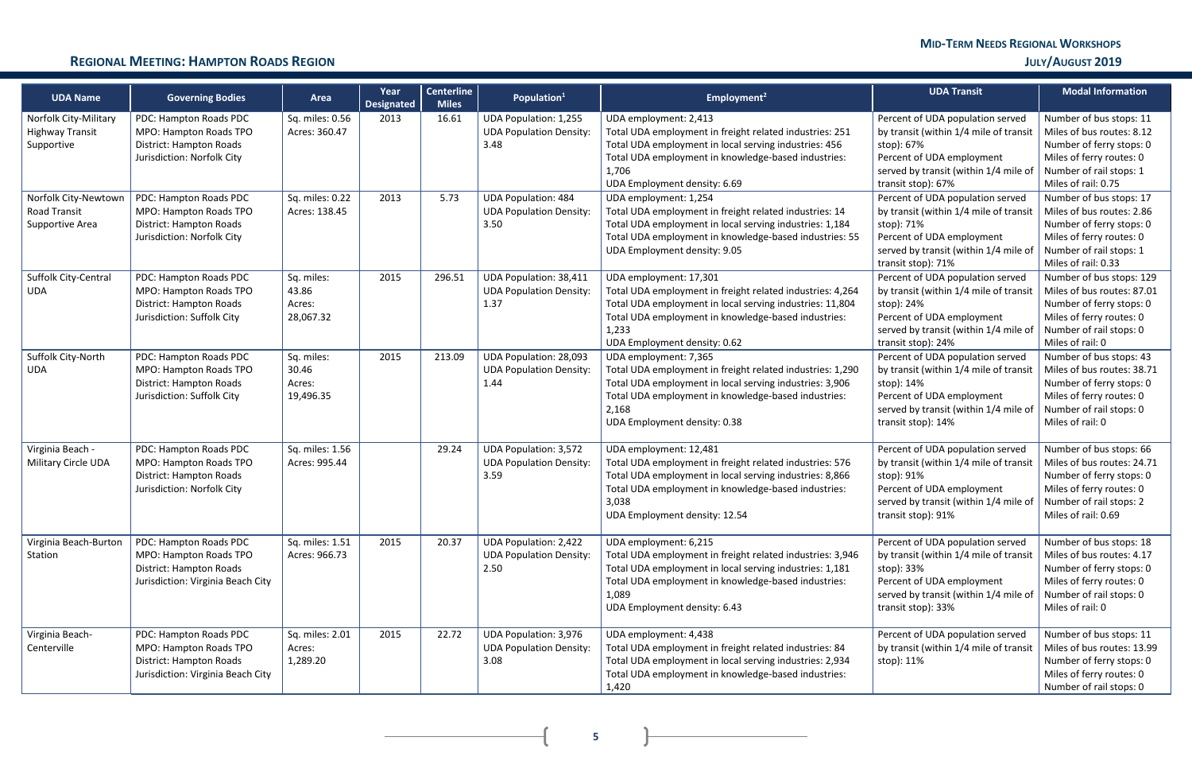| UDA Name | Governing Bodies | Area | Year Designated | Centerline Miles | Population[1] | Employment[2] | UDA Transit | Modal Information |
|---|---|---|---|---|---|---|---|---|
| Norfolk City-Military Highway Transit Supportive | PDC: Hampton Roads PDC<br>MPO: Hampton Roads TPO<br>District: Hampton Roads<br>Jurisdiction: Norfolk City | Sq. miles: 0.56<br>Acres: 360.47 | 2013 | 16.61 | UDA Population: 1,255<br>UDA Population Density: 3.48 | UDA employment: 2,413<br>Total UDA employment in freight related industries: 251<br>Total UDA employment in local serving industries: 456<br>Total UDA employment in knowledge-based industries: 1,706<br>UDA Employment density: 6.69 | Percent of UDA population served by transit (within 1/4 mile of transit stop): 67%<br>Percent of UDA employment served by transit (within 1/4 mile of transit stop): 67% | Number of bus stops: 11<br>Miles of bus routes: 8.12<br>Number of ferry stops: 0<br>Miles of ferry routes: 0<br>Number of rail stops: 1<br>Miles of rail: 0.75 |
| Norfolk City-Newtown Road Transit Supportive Area | PDC: Hampton Roads PDC<br>MPO: Hampton Roads TPO<br>District: Hampton Roads<br>Jurisdiction: Norfolk City | Sq. miles: 0.22<br>Acres: 138.45 | 2013 | 5.73 | UDA Population: 484<br>UDA Population Density: 3.50 | UDA employment: 1,254<br>Total UDA employment in freight related industries: 14<br>Total UDA employment in local serving industries: 1,184<br>Total UDA employment in knowledge-based industries: 55<br>UDA Employment density: 9.05 | Percent of UDA population served by transit (within 1/4 mile of transit stop): 71%<br>Percent of UDA employment served by transit (within 1/4 mile of transit stop): 71% | Number of bus stops: 17<br>Miles of bus routes: 2.86<br>Number of ferry stops: 0<br>Miles of ferry routes: 0<br>Number of rail stops: 1<br>Miles of rail: 0.33 |
| Suffolk City-Central UDA | PDC: Hampton Roads PDC<br>MPO: Hampton Roads TPO<br>District: Hampton Roads<br>Jurisdiction: Suffolk City | Sq. miles: 43.86<br>Acres: 28,067.32 | 2015 | 296.51 | UDA Population: 38,411<br>UDA Population Density: 1.37 | UDA employment: 17,301<br>Total UDA employment in freight related industries: 4,264<br>Total UDA employment in local serving industries: 11,804<br>Total UDA employment in knowledge-based industries: 1,233<br>UDA Employment density: 0.62 | Percent of UDA population served by transit (within 1/4 mile of transit stop): 24%<br>Percent of UDA employment served by transit (within 1/4 mile of transit stop): 24% | Number of bus stops: 129<br>Miles of bus routes: 87.01<br>Number of ferry stops: 0<br>Miles of ferry routes: 0<br>Number of rail stops: 0<br>Miles of rail: 0 |
| Suffolk City-North UDA | PDC: Hampton Roads PDC<br>MPO: Hampton Roads TPO<br>District: Hampton Roads<br>Jurisdiction: Suffolk City | Sq. miles: 30.46<br>Acres: 19,496.35 | 2015 | 213.09 | UDA Population: 28,093<br>UDA Population Density: 1.44 | UDA employment: 7,365<br>Total UDA employment in freight related industries: 1,290<br>Total UDA employment in local serving industries: 3,906<br>Total UDA employment in knowledge-based industries: 2,168<br>UDA Employment density: 0.38 | Percent of UDA population served by transit (within 1/4 mile of transit stop): 14%<br>Percent of UDA employment served by transit (within 1/4 mile of transit stop): 14% | Number of bus stops: 43<br>Miles of bus routes: 38.71<br>Number of ferry stops: 0<br>Miles of ferry routes: 0<br>Number of rail stops: 0<br>Miles of rail: 0 |
| Virginia Beach - Military Circle UDA | PDC: Hampton Roads PDC<br>MPO: Hampton Roads TPO<br>District: Hampton Roads<br>Jurisdiction: Norfolk City | Sq. miles: 1.56<br>Acres: 995.44 | | 29.24 | UDA Population: 3,572<br>UDA Population Density: 3.59 | UDA employment: 12,481<br>Total UDA employment in freight related industries: 576<br>Total UDA employment in local serving industries: 8,866<br>Total UDA employment in knowledge-based industries: 3,038<br>UDA Employment density: 12.54 | Percent of UDA population served by transit (within 1/4 mile of transit stop): 91%<br>Percent of UDA employment served by transit (within 1/4 mile of transit stop): 91% | Number of bus stops: 66<br>Miles of bus routes: 24.71<br>Number of ferry stops: 0<br>Miles of ferry routes: 0<br>Number of rail stops: 2<br>Miles of rail: 0.69 |
| Virginia Beach-Burton Station | PDC: Hampton Roads PDC<br>MPO: Hampton Roads TPO<br>District: Hampton Roads<br>Jurisdiction: Virginia Beach City | Sq. miles: 1.51<br>Acres: 966.73 | 2015 | 20.37 | UDA Population: 2,422<br>UDA Population Density: 2.50 | UDA employment: 6,215<br>Total UDA employment in freight related industries: 3,946<br>Total UDA employment in local serving industries: 1,181<br>Total UDA employment in knowledge-based industries: 1,089<br>UDA Employment density: 6.43 | Percent of UDA population served by transit (within 1/4 mile of transit stop): 33%<br>Percent of UDA employment served by transit (within 1/4 mile of transit stop): 33% | Number of bus stops: 18<br>Miles of bus routes: 4.17<br>Number of ferry stops: 0<br>Miles of ferry routes: 0<br>Number of rail stops: 0<br>Miles of rail: 0 |
| Virginia Beach-Centerville | PDC: Hampton Roads PDC<br>MPO: Hampton Roads TPO<br>District: Hampton Roads<br>Jurisdiction: Virginia Beach City | Sq. miles: 2.01<br>Acres: 1,289.20 | 2015 | 22.72 | UDA Population: 3,976<br>UDA Population Density: 3.08 | UDA employment: 4,438<br>Total UDA employment in freight related industries: 84<br>Total UDA employment in local serving industries: 2,934<br>Total UDA employment in knowledge-based industries: 1,420 | Percent of UDA population served by transit (within 1/4 mile of transit stop): 11% | Number of bus stops: 11<br>Miles of bus routes: 13.99<br>Number of ferry stops: 0<br>Miles of ferry routes: 0<br>Number of rail stops: 0 |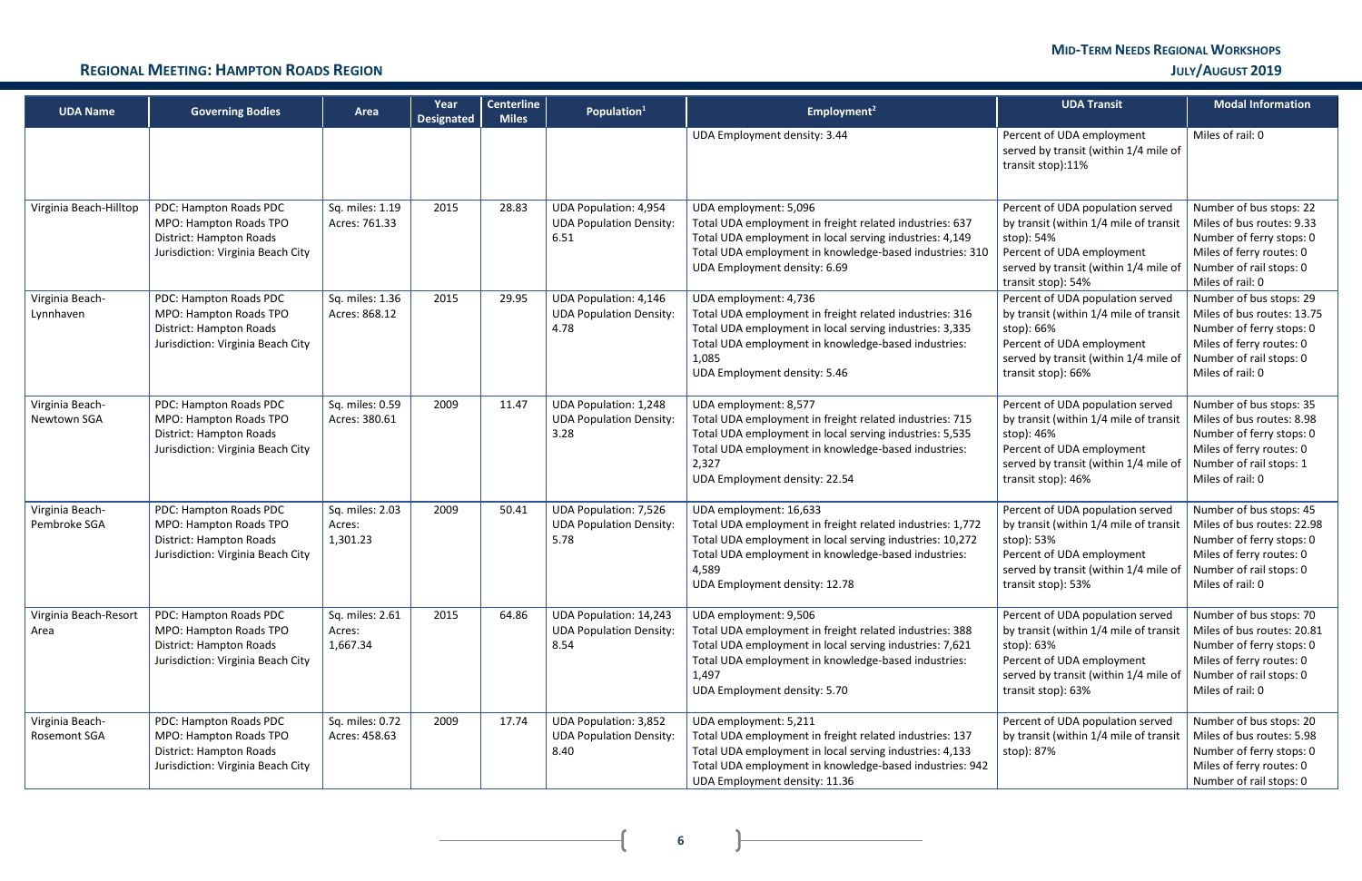| UDA Name | Governing Bodies | Area | Year Designated | Centerline Miles | Population[1] | Employment[2] | UDA Transit | Modal Information |
|---|---|---|---|---|---|---|---|---|
| | | | | | | UDA Employment density: 3.44 | Percent of UDA employment served by transit (within 1/4 mile of transit stop):11% | Miles of rail: 0 |
| Virginia Beach-Hilltop | PDC: Hampton Roads PDC<br>MPO: Hampton Roads TPO<br>District: Hampton Roads<br>Jurisdiction: Virginia Beach City | Sq. miles: 1.19<br>Acres: 761.33 | 2015 | 28.83 | UDA Population: 4,954<br>UDA Population Density: 6.51 | UDA employment: 5,096<br>Total UDA employment in freight related industries: 637<br>Total UDA employment in local serving industries: 4,149<br>Total UDA employment in knowledge-based industries: 310<br>UDA Employment density: 6.69 | Percent of UDA population served by transit (within 1/4 mile of transit stop): 54%<br>Percent of UDA employment served by transit (within 1/4 mile of transit stop): 54% | Number of bus stops: 22<br>Miles of bus routes: 9.33<br>Number of ferry stops: 0<br>Miles of ferry routes: 0<br>Number of rail stops: 0<br>Miles of rail: 0 |
| Virginia Beach-Lynnhaven | PDC: Hampton Roads PDC<br>MPO: Hampton Roads TPO<br>District: Hampton Roads<br>Jurisdiction: Virginia Beach City | Sq. miles: 1.36<br>Acres: 868.12 | 2015 | 29.95 | UDA Population: 4,146<br>UDA Population Density: 4.78 | UDA employment: 4,736<br>Total UDA employment in freight related industries: 316<br>Total UDA employment in local serving industries: 3,335<br>Total UDA employment in knowledge-based industries: 1,085<br>UDA Employment density: 5.46 | Percent of UDA population served by transit (within 1/4 mile of transit stop): 66%<br>Percent of UDA employment served by transit (within 1/4 mile of transit stop): 66% | Number of bus stops: 29<br>Miles of bus routes: 13.75<br>Number of ferry stops: 0<br>Miles of ferry routes: 0<br>Number of rail stops: 0<br>Miles of rail: 0 |
| Virginia Beach-Newtown SGA | PDC: Hampton Roads PDC<br>MPO: Hampton Roads TPO<br>District: Hampton Roads<br>Jurisdiction: Virginia Beach City | Sq. miles: 0.59<br>Acres: 380.61 | 2009 | 11.47 | UDA Population: 1,248<br>UDA Population Density: 3.28 | UDA employment: 8,577<br>Total UDA employment in freight related industries: 715<br>Total UDA employment in local serving industries: 5,535<br>Total UDA employment in knowledge-based industries: 2,327<br>UDA Employment density: 22.54 | Percent of UDA population served by transit (within 1/4 mile of transit stop): 46%<br>Percent of UDA employment served by transit (within 1/4 mile of transit stop): 46% | Number of bus stops: 35<br>Miles of bus routes: 8.98<br>Number of ferry stops: 0<br>Miles of ferry routes: 0<br>Number of rail stops: 1<br>Miles of rail: 0 |
| Virginia Beach-Pembroke SGA | PDC: Hampton Roads PDC<br>MPO: Hampton Roads TPO<br>District: Hampton Roads<br>Jurisdiction: Virginia Beach City | Sq. miles: 2.03<br>Acres: 1,301.23 | 2009 | 50.41 | UDA Population: 7,526<br>UDA Population Density: 5.78 | UDA employment: 16,633<br>Total UDA employment in freight related industries: 1,772<br>Total UDA employment in local serving industries: 10,272<br>Total UDA employment in knowledge-based industries: 4,589<br>UDA Employment density: 12.78 | Percent of UDA population served by transit (within 1/4 mile of transit stop): 53%<br>Percent of UDA employment served by transit (within 1/4 mile of transit stop): 53% | Number of bus stops: 45<br>Miles of bus routes: 22.98<br>Number of ferry stops: 0<br>Miles of ferry routes: 0<br>Number of rail stops: 0<br>Miles of rail: 0 |
| Virginia Beach-Resort Area | PDC: Hampton Roads PDC<br>MPO: Hampton Roads TPO<br>District: Hampton Roads<br>Jurisdiction: Virginia Beach City | Sq. miles: 2.61<br>Acres: 1,667.34 | 2015 | 64.86 | UDA Population: 14,243<br>UDA Population Density: 8.54 | UDA employment: 9,506<br>Total UDA employment in freight related industries: 388<br>Total UDA employment in local serving industries: 7,621<br>Total UDA employment in knowledge-based industries: 1,497<br>UDA Employment density: 5.70 | Percent of UDA population served by transit (within 1/4 mile of transit stop): 63%<br>Percent of UDA employment served by transit (within 1/4 mile of transit stop): 63% | Number of bus stops: 70<br>Miles of bus routes: 20.81<br>Number of ferry stops: 0<br>Miles of ferry routes: 0<br>Number of rail stops: 0<br>Miles of rail: 0 |
| Virginia Beach-Rosemont SGA | PDC: Hampton Roads PDC<br>MPO: Hampton Roads TPO<br>District: Hampton Roads<br>Jurisdiction: Virginia Beach City | Sq. miles: 0.72<br>Acres: 458.63 | 2009 | 17.74 | UDA Population: 3,852<br>UDA Population Density: 8.40 | UDA employment: 5,211<br>Total UDA employment in freight related industries: 137<br>Total UDA employment in local serving industries: 4,133<br>Total UDA employment in knowledge-based industries: 942<br>UDA Employment density: 11.36 | Percent of UDA population served by transit (within 1/4 mile of transit stop): 87% | Number of bus stops: 20<br>Miles of bus routes: 5.98<br>Number of ferry stops: 0<br>Miles of ferry routes: 0<br>Number of rail stops: 0 |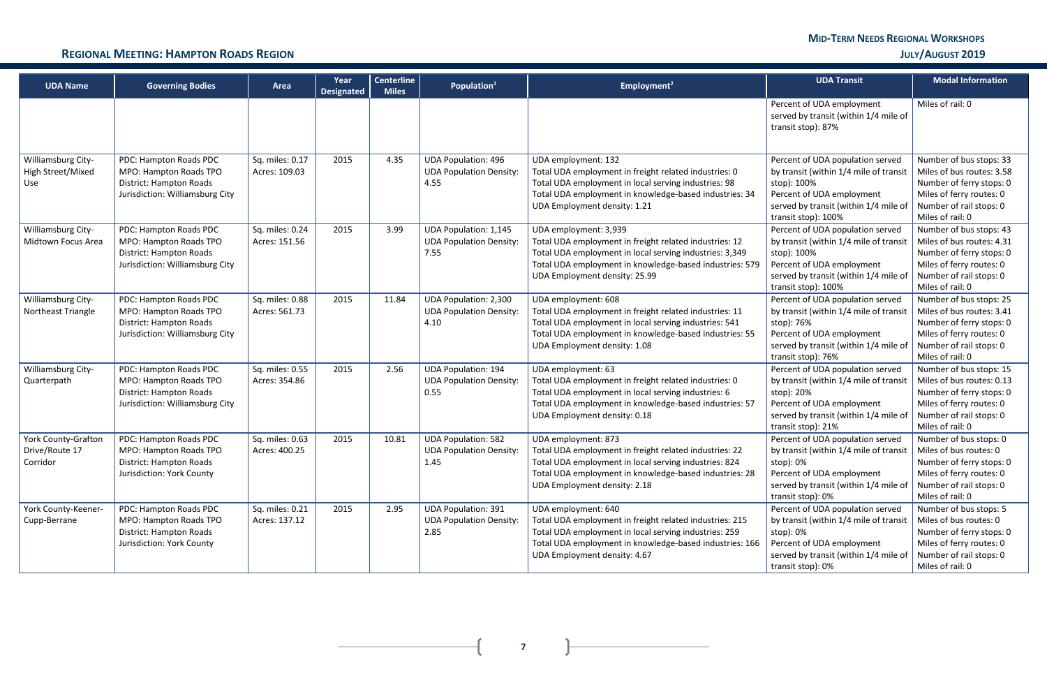| UDA Name | Governing Bodies | Area | Year Designated | Centerline Miles | Population[1] | Employment[2] | UDA Transit | Modal Information |
|---|---|---|---|---|---|---|---|---|
| | | | | | | | Percent of UDA employment served by transit (within 1/4 mile of transit stop): 87% | Miles of rail: 0 |
| Williamsburg City-High Street/Mixed Use | PDC: Hampton Roads PDC<br>MPO: Hampton Roads TPO<br>District: Hampton Roads<br>Jurisdiction: Williamsburg City | Sq. miles: 0.17<br>Acres: 109.03 | 2015 | 4.35 | UDA Population: 496<br>UDA Population Density: 4.55 | UDA employment: 132<br>Total UDA employment in freight related industries: 0<br>Total UDA employment in local serving industries: 98<br>Total UDA employment in knowledge-based industries: 34<br>UDA Employment density: 1.21 | Percent of UDA population served by transit (within 1/4 mile of transit stop): 100%<br>Percent of UDA employment served by transit (within 1/4 mile of transit stop): 100% | Number of bus stops: 33<br>Miles of bus routes: 3.58<br>Number of ferry stops: 0<br>Miles of ferry routes: 0<br>Number of rail stops: 0<br>Miles of rail: 0 |
| Williamsburg City-Midtown Focus Area | PDC: Hampton Roads PDC<br>MPO: Hampton Roads TPO<br>District: Hampton Roads<br>Jurisdiction: Williamsburg City | Sq. miles: 0.24<br>Acres: 151.56 | 2015 | 3.99 | UDA Population: 1,145<br>UDA Population Density: 7.55 | UDA employment: 3,939<br>Total UDA employment in freight related industries: 12<br>Total UDA employment in local serving industries: 3,349<br>Total UDA employment in knowledge-based industries: 579<br>UDA Employment density: 25.99 | Percent of UDA population served by transit (within 1/4 mile of transit stop): 100%<br>Percent of UDA employment served by transit (within 1/4 mile of transit stop): 100% | Number of bus stops: 43<br>Miles of bus routes: 4.31<br>Number of ferry stops: 0<br>Miles of ferry routes: 0<br>Number of rail stops: 0<br>Miles of rail: 0 |
| Williamsburg City-Northeast Triangle | PDC: Hampton Roads PDC<br>MPO: Hampton Roads TPO<br>District: Hampton Roads<br>Jurisdiction: Williamsburg City | Sq. miles: 0.88<br>Acres: 561.73 | 2015 | 11.84 | UDA Population: 2,300<br>UDA Population Density: 4.10 | UDA employment: 608<br>Total UDA employment in freight related industries: 11<br>Total UDA employment in local serving industries: 541<br>Total UDA employment in knowledge-based industries: 55<br>UDA Employment density: 1.08 | Percent of UDA population served by transit (within 1/4 mile of transit stop): 76%<br>Percent of UDA employment served by transit (within 1/4 mile of transit stop): 76% | Number of bus stops: 25<br>Miles of bus routes: 3.41<br>Number of ferry stops: 0<br>Miles of ferry routes: 0<br>Number of rail stops: 0<br>Miles of rail: 0 |
| Williamsburg City-Quarterpath | PDC: Hampton Roads PDC<br>MPO: Hampton Roads TPO<br>District: Hampton Roads<br>Jurisdiction: Williamsburg City | Sq. miles: 0.55<br>Acres: 354.86 | 2015 | 2.56 | UDA Population: 194<br>UDA Population Density: 0.55 | UDA employment: 63<br>Total UDA employment in freight related industries: 0<br>Total UDA employment in local serving industries: 6<br>Total UDA employment in knowledge-based industries: 57<br>UDA Employment density: 0.18 | Percent of UDA population served by transit (within 1/4 mile of transit stop): 20%<br>Percent of UDA employment served by transit (within 1/4 mile of transit stop): 21% | Number of bus stops: 15<br>Miles of bus routes: 0.13<br>Number of ferry stops: 0<br>Miles of ferry routes: 0<br>Number of rail stops: 0<br>Miles of rail: 0 |
| York County-Grafton Drive/Route 17 Corridor | PDC: Hampton Roads PDC<br>MPO: Hampton Roads TPO<br>District: Hampton Roads<br>Jurisdiction: York County | Sq. miles: 0.63<br>Acres: 400.25 | 2015 | 10.81 | UDA Population: 582<br>UDA Population Density: 1.45 | UDA employment: 873<br>Total UDA employment in freight related industries: 22<br>Total UDA employment in local serving industries: 824<br>Total UDA employment in knowledge-based industries: 28<br>UDA Employment density: 2.18 | Percent of UDA population served by transit (within 1/4 mile of transit stop): 0%<br>Percent of UDA employment served by transit (within 1/4 mile of transit stop): 0% | Number of bus stops: 0<br>Miles of bus routes: 0<br>Number of ferry stops: 0<br>Miles of ferry routes: 0<br>Number of rail stops: 0<br>Miles of rail: 0 |
| York County-Keener-Cupp-Berrane | PDC: Hampton Roads PDC<br>MPO: Hampton Roads TPO<br>District: Hampton Roads<br>Jurisdiction: York County | Sq. miles: 0.21<br>Acres: 137.12 | 2015 | 2.95 | UDA Population: 391<br>UDA Population Density: 2.85 | UDA employment: 640<br>Total UDA employment in freight related industries: 215<br>Total UDA employment in local serving industries: 259<br>Total UDA employment in knowledge-based industries: 166<br>UDA Employment density: 4.67 | Percent of UDA population served by transit (within 1/4 mile of transit stop): 0%<br>Percent of UDA employment served by transit (within 1/4 mile of transit stop): 0% | Number of bus stops: 5<br>Miles of bus routes: 0<br>Number of ferry stops: 0<br>Miles of ferry routes: 0<br>Number of rail stops: 0<br>Miles of rail: 0 |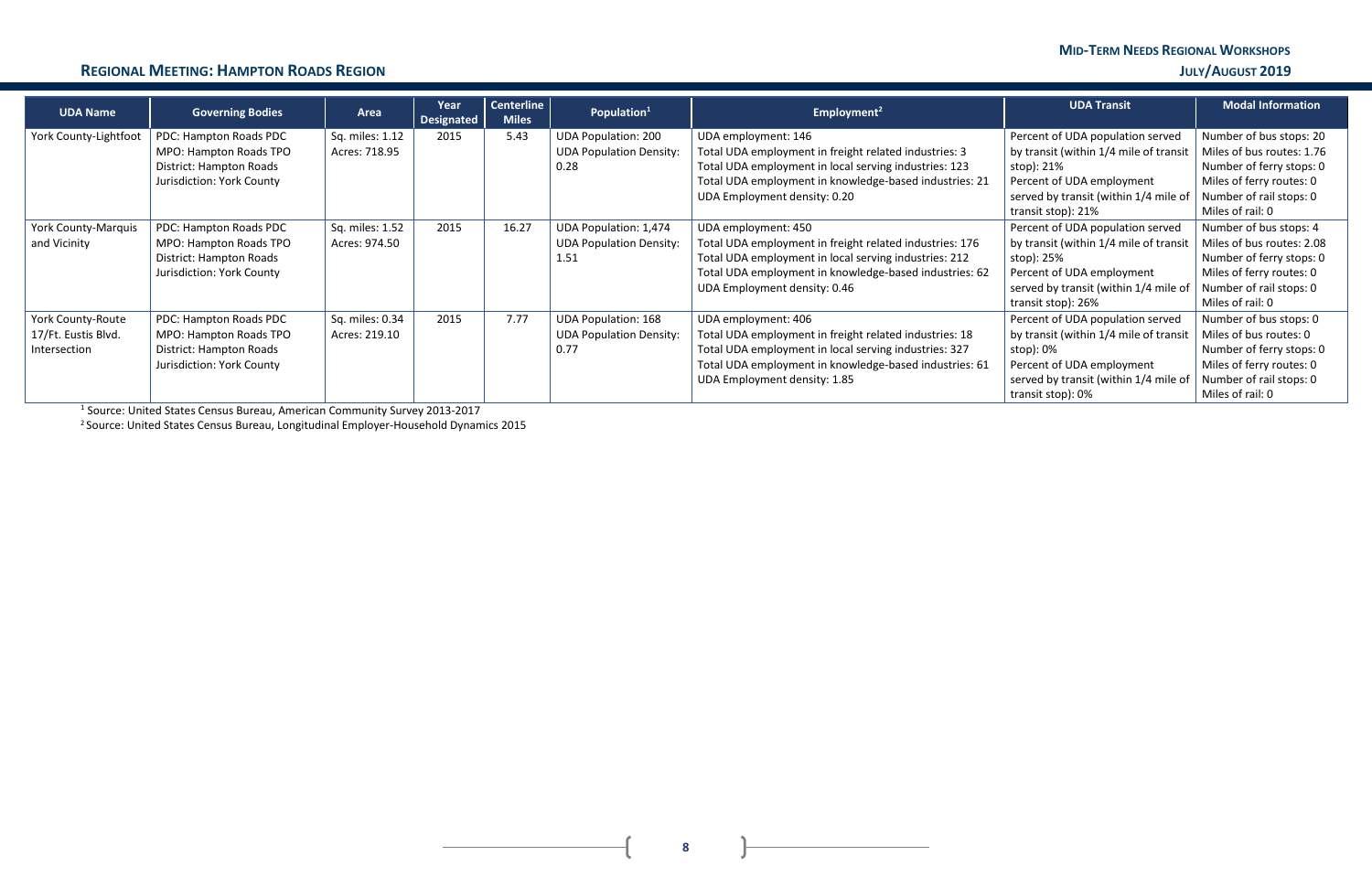| UDA Name | Governing Bodies | Area | Year Designated | Centerline Miles | Population[1] | Employment[2] | UDA Transit | Modal Information |
|---|---|---|---|---|---|---|---|---|
| York County-Lightfoot | PDC: Hampton Roads PDC<br>MPO: Hampton Roads TPO<br>District: Hampton Roads<br>Jurisdiction: York County | Sq. miles: 1.12<br>Acres: 718.95 | 2015 | 5.43 | UDA Population: 200<br>UDA Population Density: 0.28 | UDA employment: 146<br>Total UDA employment in freight related industries: 3<br>Total UDA employment in local serving industries: 123<br>Total UDA employment in knowledge-based industries: 21<br>UDA Employment density: 0.20 | Percent of UDA population served by transit (within 1/4 mile of transit stop): 21%<br>Percent of UDA employment served by transit (within 1/4 mile of transit stop): 21% | Number of bus stops: 20<br>Miles of bus routes: 1.76<br>Number of ferry stops: 0<br>Miles of ferry routes: 0<br>Number of rail stops: 0<br>Miles of rail: 0 |
| York County-Marquis and Vicinity | PDC: Hampton Roads PDC<br>MPO: Hampton Roads TPO<br>District: Hampton Roads<br>Jurisdiction: York County | Sq. miles: 1.52<br>Acres: 974.50 | 2015 | 16.27 | UDA Population: 1,474<br>UDA Population Density: 1.51 | UDA employment: 450<br>Total UDA employment in freight related industries: 176<br>Total UDA employment in local serving industries: 212<br>Total UDA employment in knowledge-based industries: 62<br>UDA Employment density: 0.46 | Percent of UDA population served by transit (within 1/4 mile of transit stop): 25%<br>Percent of UDA employment served by transit (within 1/4 mile of transit stop): 26% | Number of bus stops: 4<br>Miles of bus routes: 2.08<br>Number of ferry stops: 0<br>Miles of ferry routes: 0<br>Number of rail stops: 0<br>Miles of rail: 0 |
| York County-Route 17/Ft. Eustis Blvd. Intersection | PDC: Hampton Roads PDC<br>MPO: Hampton Roads TPO<br>District: Hampton Roads<br>Jurisdiction: York County | Sq. miles: 0.34<br>Acres: 219.10 | 2015 | 7.77 | UDA Population: 168<br>UDA Population Density: 0.77 | UDA employment: 406<br>Total UDA employment in freight related industries: 18<br>Total UDA employment in local serving industries: 327<br>Total UDA employment in knowledge-based industries: 61<br>UDA Employment density: 1.85 | Percent of UDA population served by transit (within 1/4 mile of transit stop): 0%<br>Percent of UDA employment served by transit (within 1/4 mile of transit stop): 0% | Number of bus stops: 0<br>Miles of bus routes: 0<br>Number of ferry stops: 0<br>Miles of ferry routes: 0<br>Number of rail stops: 0<br>Miles of rail: 0 |

[1] Source: United States Census Bureau, American Community Survey 2013-2017

[2] Source: United States Census Bureau, Longitudinal Employer-Household Dynamics 2015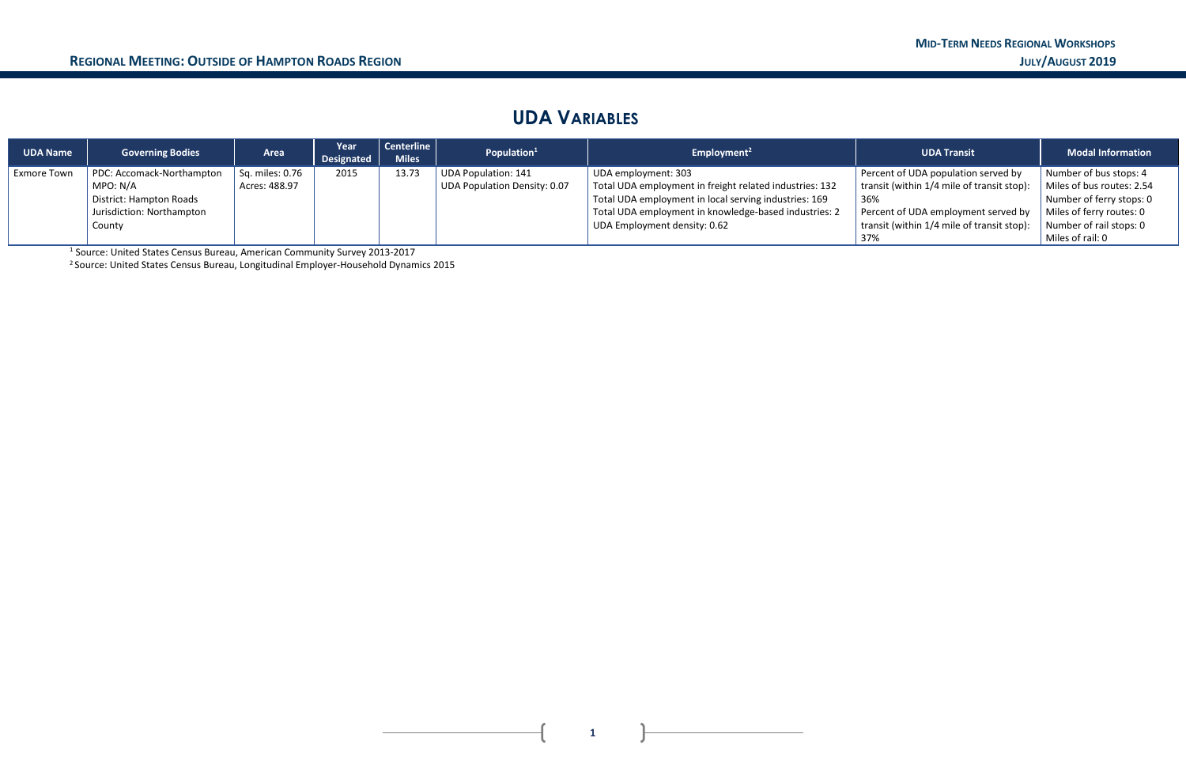## UDA Variables

| UDA Name | Governing Bodies | Area | Year Designated | Centerline Miles | Population[1] | Employment[2] | UDA Transit | Modal Information |
|---|---|---|---|---|---|---|---|---|
| Exmore Town | PDC: Accomack-Northampton<br>MPO: N/A<br>District: Hampton Roads<br>Jurisdiction: Northampton County | Sq. miles: 0.76<br>Acres: 488.97 | 2015 | 13.73 | UDA Population: 141<br>UDA Population Density: 0.07 | UDA employment: 303<br>Total UDA employment in freight related industries: 132<br>Total UDA employment in local serving industries: 169<br>Total UDA employment in knowledge-based industries: 2<br>UDA Employment density: 0.62 | Percent of UDA population served by transit (within 1/4 mile of transit stop): 36%<br>Percent of UDA employment served by transit (within 1/4 mile of transit stop): 37% | Number of bus stops: 4<br>Miles of bus routes: 2.54<br>Number of ferry stops: 0<br>Miles of ferry routes: 0<br>Number of rail stops: 0<br>Miles of rail: 0 |

[1] Source: United States Census Bureau, American Community Survey 2013-2017

[2] Source: United States Census Bureau, Longitudinal Employer-Household Dynamics 2015